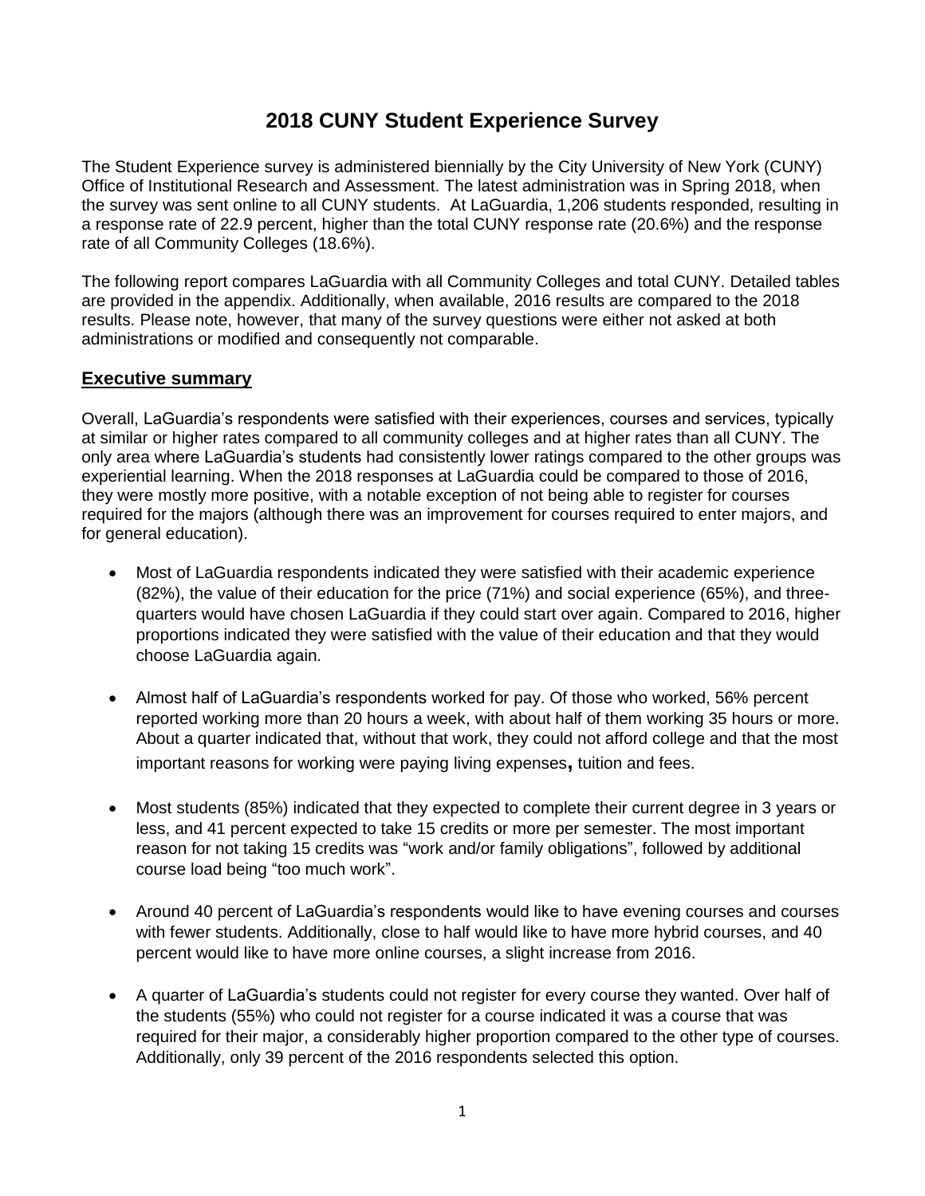# 2018 CUNY Student Experience Survey

The Student Experience survey is administered biennially by the City University of New York (CUNY) Office of Institutional Research and Assessment. The latest administration was in Spring 2018, when the survey was sent online to all CUNY students. At LaGuardia, 1,206 students responded, resulting in a response rate of 22.9 percent, higher than the total CUNY response rate (20.6%) and the response rate of all Community Colleges (18.6%).

The following report compares LaGuardia with all Community Colleges and total CUNY. Detailed tables are provided in the appendix. Additionally, when available, 2016 results are compared to the 2018 results. Please note, however, that many of the survey questions were either not asked at both administrations or modified and consequently not comparable.

## Executive summary

Overall, LaGuardia's respondents were satisfied with their experiences, courses and services, typically at similar or higher rates compared to all community colleges and at higher rates than all CUNY. The only area where LaGuardia's students had consistently lower ratings compared to the other groups was experiential learning. When the 2018 responses at LaGuardia could be compared to those of 2016, they were mostly more positive, with a notable exception of not being able to register for courses required for the majors (although there was an improvement for courses required to enter majors, and for general education).

- Most of LaGuardia respondents indicated they were satisfied with their academic experience (82%), the value of their education for the price (71%) and social experience (65%), and three-quarters would have chosen LaGuardia if they could start over again. Compared to 2016, higher proportions indicated they were satisfied with the value of their education and that they would choose LaGuardia again.
- Almost half of LaGuardia's respondents worked for pay. Of those who worked, 56% percent reported working more than 20 hours a week, with about half of them working 35 hours or more. About a quarter indicated that, without that work, they could not afford college and that the most important reasons for working were paying living expenses, tuition and fees.
- Most students (85%) indicated that they expected to complete their current degree in 3 years or less, and 41 percent expected to take 15 credits or more per semester. The most important reason for not taking 15 credits was "work and/or family obligations", followed by additional course load being "too much work".
- Around 40 percent of LaGuardia's respondents would like to have evening courses and courses with fewer students. Additionally, close to half would like to have more hybrid courses, and 40 percent would like to have more online courses, a slight increase from 2016.
- A quarter of LaGuardia's students could not register for every course they wanted. Over half of the students (55%) who could not register for a course indicated it was a course that was required for their major, a considerably higher proportion compared to the other type of courses. Additionally, only 39 percent of the 2016 respondents selected this option.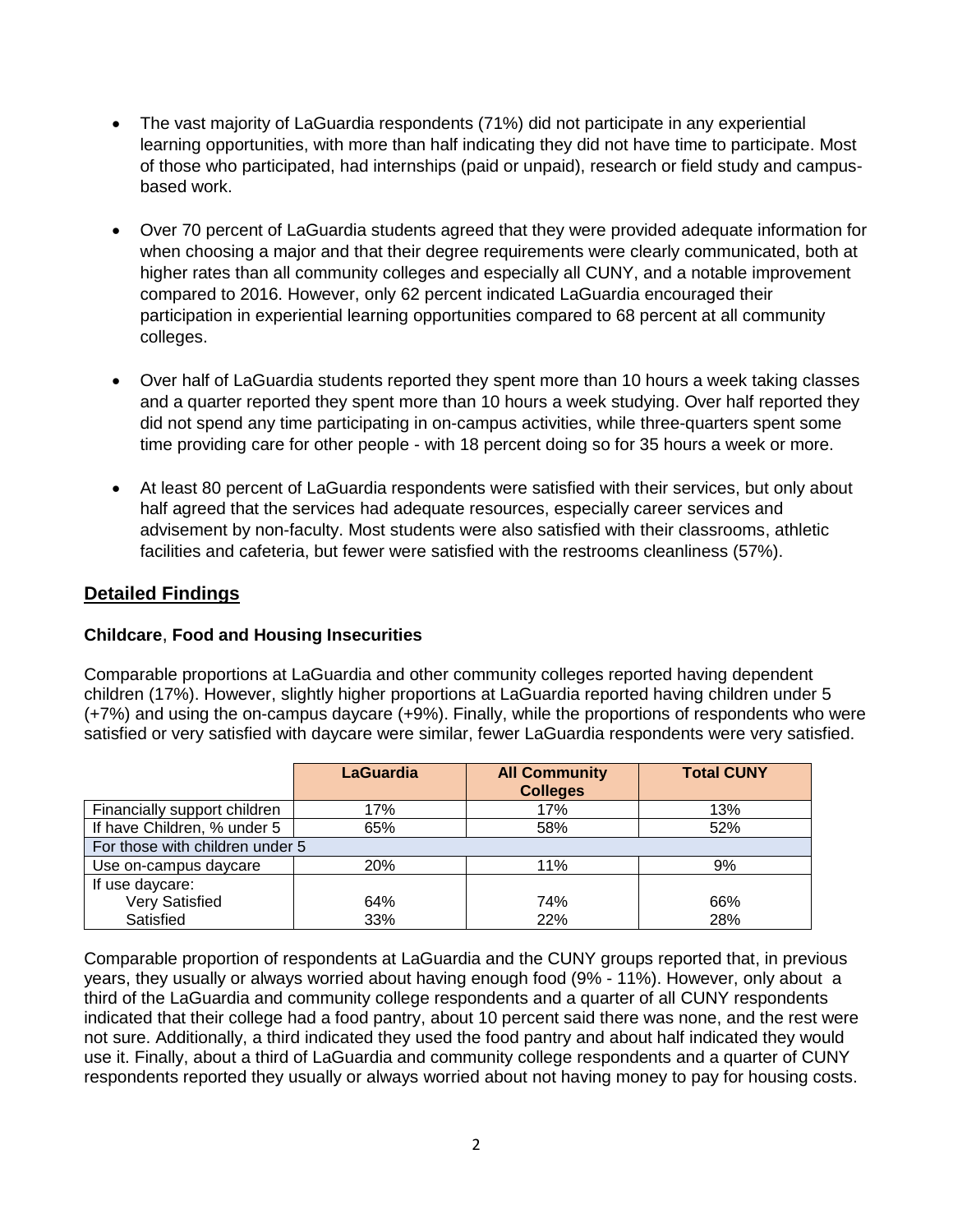- The vast majority of LaGuardia respondents (71%) did not participate in any experiential learning opportunities, with more than half indicating they did not have time to participate. Most of those who participated, had internships (paid or unpaid), research or field study and campus-based work.

- Over 70 percent of LaGuardia students agreed that they were provided adequate information for when choosing a major and that their degree requirements were clearly communicated, both at higher rates than all community colleges and especially all CUNY, and a notable improvement compared to 2016. However, only 62 percent indicated LaGuardia encouraged their participation in experiential learning opportunities compared to 68 percent at all community colleges.

- Over half of LaGuardia students reported they spent more than 10 hours a week taking classes and a quarter reported they spent more than 10 hours a week studying. Over half reported they did not spend any time participating in on-campus activities, while three-quarters spent some time providing care for other people - with 18 percent doing so for 35 hours a week or more.

- At least 80 percent of LaGuardia respondents were satisfied with their services, but only about half agreed that the services had adequate resources, especially career services and advisement by non-faculty. Most students were also satisfied with their classrooms, athletic facilities and cafeteria, but fewer were satisfied with the restrooms cleanliness (57%).

## Detailed Findings

### Childcare, Food and Housing Insecurities

Comparable proportions at LaGuardia and other community colleges reported having dependent children (17%). However, slightly higher proportions at LaGuardia reported having children under 5 (+7%) and using the on-campus daycare (+9%). Finally, while the proportions of respondents who were satisfied or very satisfied with daycare were similar, fewer LaGuardia respondents were very satisfied.

| | LaGuardia | All Community Colleges | Total CUNY |
|---|---|---|---|
| Financially support children | 17% | 17% | 13% |
| If have Children, % under 5 | 65% | 58% | 52% |
| For those with children under 5 | | | |
| Use on-campus daycare | 20% | 11% | 9% |
| If use daycare: | | | |
| Very Satisfied | 64% | 74% | 66% |
| Satisfied | 33% | 22% | 28% |

Comparable proportion of respondents at LaGuardia and the CUNY groups reported that, in previous years, they usually or always worried about having enough food (9% - 11%). However, only about a third of the LaGuardia and community college respondents and a quarter of all CUNY respondents indicated that their college had a food pantry, about 10 percent said there was none, and the rest were not sure. Additionally, a third indicated they used the food pantry and about half indicated they would use it. Finally, about a third of LaGuardia and community college respondents and a quarter of CUNY respondents reported they usually or always worried about not having money to pay for housing costs.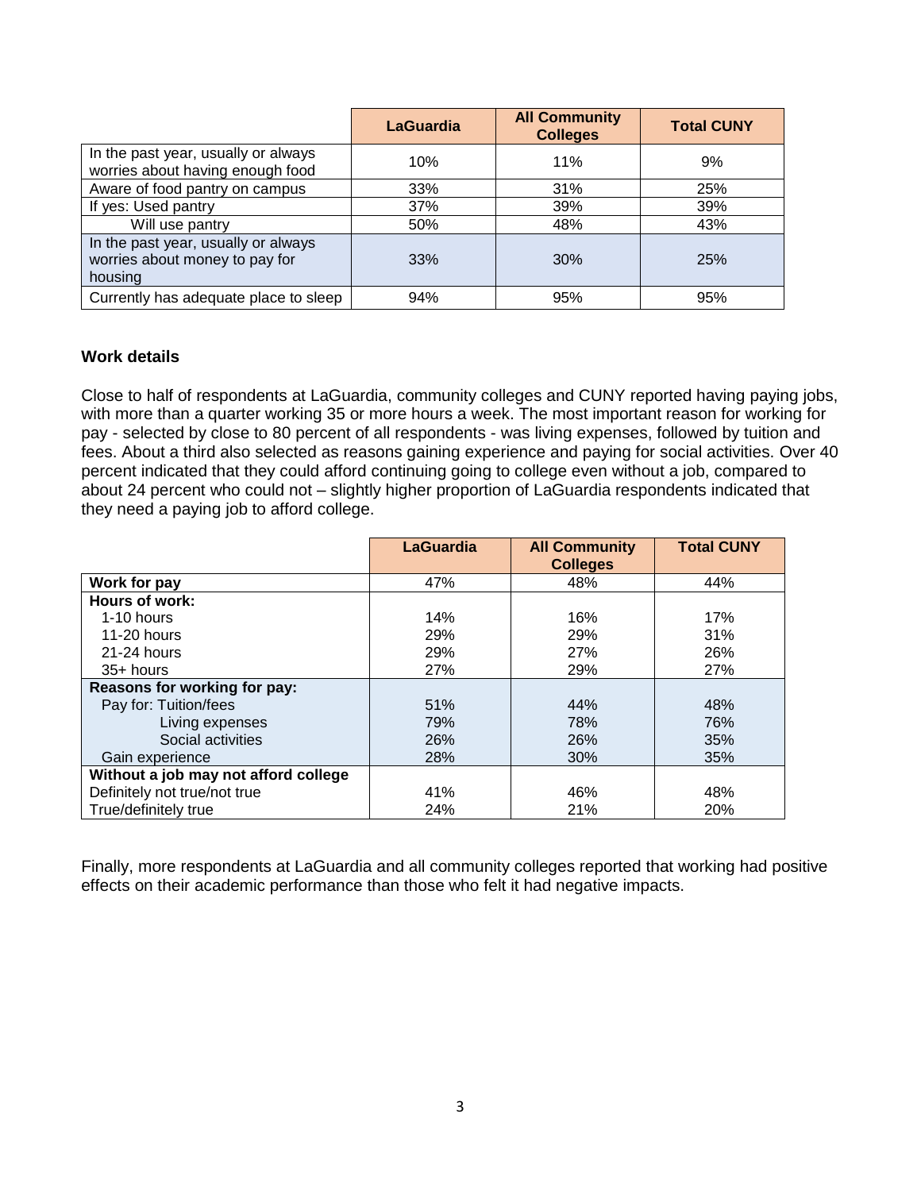| | LaGuardia | All Community Colleges | Total CUNY |
|---|---|---|---|
| In the past year, usually or always worries about having enough food | 10% | 11% | 9% |
| Aware of food pantry on campus | 33% | 31% | 25% |
| If yes: Used pantry | 37% | 39% | 39% |
| Will use pantry | 50% | 48% | 43% |
| In the past year, usually or always worries about money to pay for housing | 33% | 30% | 25% |
| Currently has adequate place to sleep | 94% | 95% | 95% |

### Work details

Close to half of respondents at LaGuardia, community colleges and CUNY reported having paying jobs, with more than a quarter working 35 or more hours a week. The most important reason for working for pay - selected by close to 80 percent of all respondents - was living expenses, followed by tuition and fees. About a third also selected as reasons gaining experience and paying for social activities. Over 40 percent indicated that they could afford continuing going to college even without a job, compared to about 24 percent who could not – slightly higher proportion of LaGuardia respondents indicated that they need a paying job to afford college.

| | LaGuardia | All Community Colleges | Total CUNY |
|---|---|---|---|
| **Work for pay** | 47% | 48% | 44% |
| **Hours of work:** | | | |
| 1-10 hours | 14% | 16% | 17% |
| 11-20 hours | 29% | 29% | 31% |
| 21-24 hours | 29% | 27% | 26% |
| 35+ hours | 27% | 29% | 27% |
| **Reasons for working for pay:** | | | |
| Pay for: Tuition/fees | 51% | 44% | 48% |
| Living expenses | 79% | 78% | 76% |
| Social activities | 26% | 26% | 35% |
| Gain experience | 28% | 30% | 35% |
| **Without a job may not afford college** | | | |
| Definitely not true/not true | 41% | 46% | 48% |
| True/definitely true | 24% | 21% | 20% |

Finally, more respondents at LaGuardia and all community colleges reported that working had positive effects on their academic performance than those who felt it had negative impacts.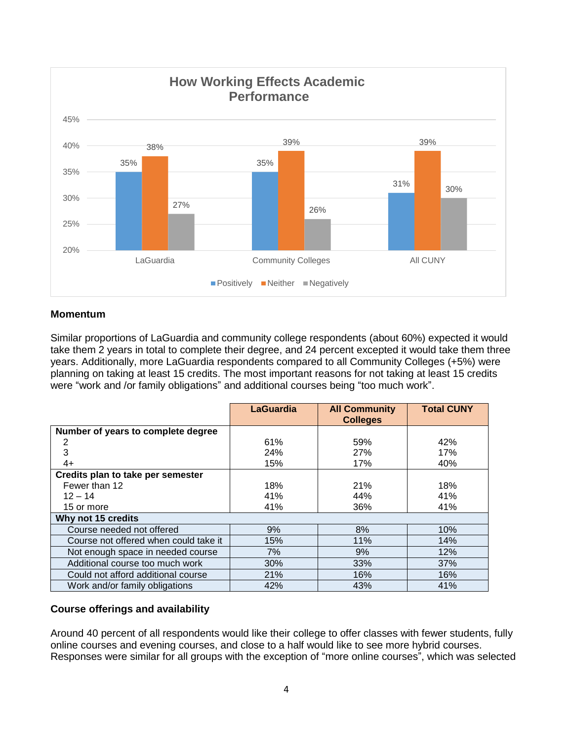How Working Effects Academic Performance

| | Positively | Neither | Negatively |
|---|---|---|---|
| LaGuardia | 35% | 38% | 27% |
| Community Colleges | 35% | 39% | 26% |
| All CUNY | 31% | 39% | 30% |

## Momentum

Similar proportions of LaGuardia and community college respondents (about 60%) expected it would take them 2 years in total to complete their degree, and 24 percent excepted it would take them three years. Additionally, more LaGuardia respondents compared to all Community Colleges (+5%) were planning on taking at least 15 credits. The most important reasons for not taking at least 15 credits were "work and /or family obligations" and additional courses being "too much work".

| | LaGuardia | All Community Colleges | Total CUNY |
|---|---|---|---|
| **Number of years to complete degree** | | | |
| 2 | 61% | 59% | 42% |
| 3 | 24% | 27% | 17% |
| 4+ | 15% | 17% | 40% |
| **Credits plan to take per semester** | | | |
| Fewer than 12 | 18% | 21% | 18% |
| 12 – 14 | 41% | 44% | 41% |
| 15 or more | 41% | 36% | 41% |
| **Why not 15 credits** | | | |
| Course needed not offered | 9% | 8% | 10% |
| Course not offered when could take it | 15% | 11% | 14% |
| Not enough space in needed course | 7% | 9% | 12% |
| Additional course too much work | 30% | 33% | 37% |
| Could not afford additional course | 21% | 16% | 16% |
| Work and/or family obligations | 42% | 43% | 41% |

## Course offerings and availability

Around 40 percent of all respondents would like their college to offer classes with fewer students, fully online courses and evening courses, and close to a half would like to see more hybrid courses. Responses were similar for all groups with the exception of "more online courses", which was selected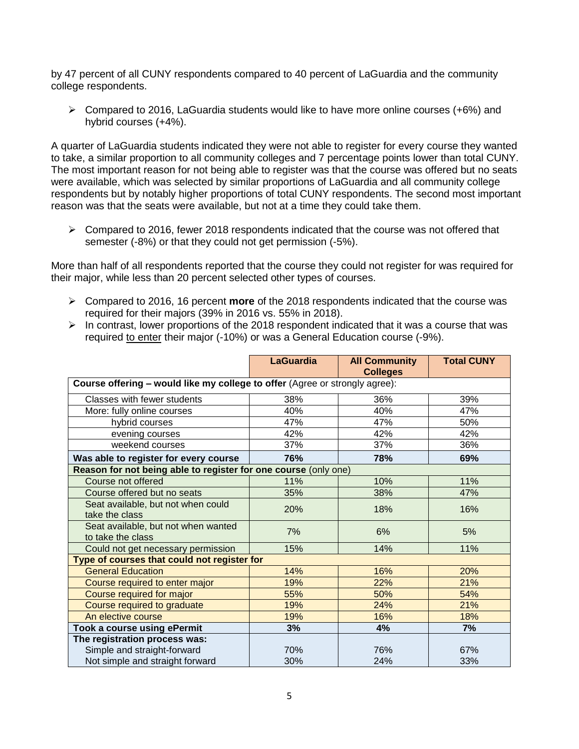by 47 percent of all CUNY respondents compared to 40 percent of LaGuardia and the community college respondents.

- Compared to 2016, LaGuardia students would like to have more online courses (+6%) and hybrid courses (+4%).

A quarter of LaGuardia students indicated they were not able to register for every course they wanted to take, a similar proportion to all community colleges and 7 percentage points lower than total CUNY. The most important reason for not being able to register was that the course was offered but no seats were available, which was selected by similar proportions of LaGuardia and all community college respondents but by notably higher proportions of total CUNY respondents. The second most important reason was that the seats were available, but not at a time they could take them.

- Compared to 2016, fewer 2018 respondents indicated that the course was not offered that semester (-8%) or that they could not get permission (-5%).

More than half of all respondents reported that the course they could not register for was required for their major, while less than 20 percent selected other types of courses.

- Compared to 2016, 16 percent **more** of the 2018 respondents indicated that the course was required for their majors (39% in 2016 vs. 55% in 2018).
- In contrast, lower proportions of the 2018 respondent indicated that it was a course that was required <u>to enter</u> their major (-10%) or was a General Education course (-9%).

| | LaGuardia | All Community Colleges | Total CUNY |
|---|---|---|---|
| **Course offering – would like my college to offer** (Agree or strongly agree): | | | |
| Classes with fewer students | 38% | 36% | 39% |
| More: fully online courses | 40% | 40% | 47% |
| hybrid courses | 47% | 47% | 50% |
| evening courses | 42% | 42% | 42% |
| weekend courses | 37% | 37% | 36% |
| **Was able to register for every course** | **76%** | **78%** | **69%** |
| **Reason for not being able to register for one course** (only one) | | | |
| Course not offered | 11% | 10% | 11% |
| Course offered but no seats | 35% | 38% | 47% |
| Seat available, but not when could take the class | 20% | 18% | 16% |
| Seat available, but not when wanted to take the class | 7% | 6% | 5% |
| Could not get necessary permission | 15% | 14% | 11% |
| **Type of courses that could not register for** | | | |
| General Education | 14% | 16% | 20% |
| Course required to enter major | 19% | 22% | 21% |
| Course required for major | 55% | 50% | 54% |
| Course required to graduate | 19% | 24% | 21% |
| An elective course | 19% | 16% | 18% |
| **Took a course using ePermit** | **3%** | **4%** | **7%** |
| **The registration process was:** | | | |
| Simple and straight-forward | 70% | 76% | 67% |
| Not simple and straight forward | 30% | 24% | 33% |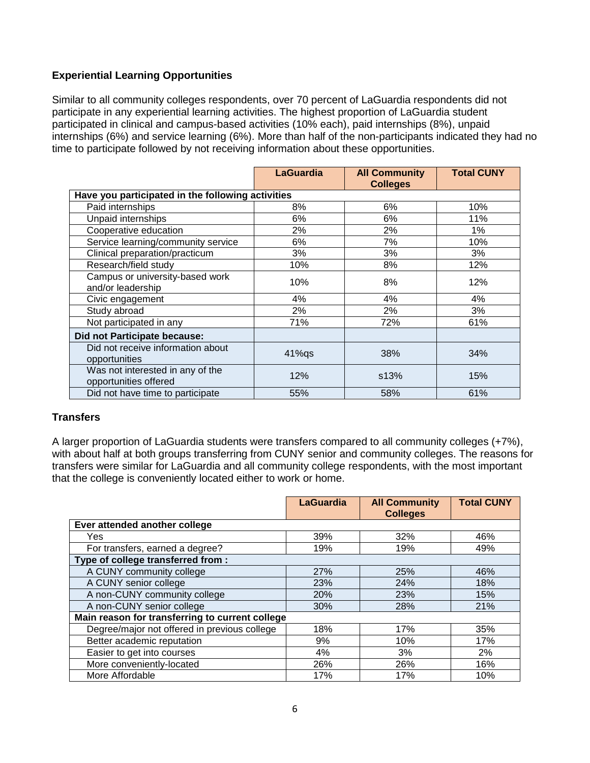### Experiential Learning Opportunities

Similar to all community colleges respondents, over 70 percent of LaGuardia respondents did not participate in any experiential learning activities. The highest proportion of LaGuardia student participated in clinical and campus-based activities (10% each), paid internships (8%), unpaid internships (6%) and service learning (6%). More than half of the non-participants indicated they had no time to participate followed by not receiving information about these opportunities.

| | LaGuardia | All Community Colleges | Total CUNY |
|---|---|---|---|
| **Have you participated in the following activities** | | | |
| Paid internships | 8% | 6% | 10% |
| Unpaid internships | 6% | 6% | 11% |
| Cooperative education | 2% | 2% | 1% |
| Service learning/community service | 6% | 7% | 10% |
| Clinical preparation/practicum | 3% | 3% | 3% |
| Research/field study | 10% | 8% | 12% |
| Campus or university-based work and/or leadership | 10% | 8% | 12% |
| Civic engagement | 4% | 4% | 4% |
| Study abroad | 2% | 2% | 3% |
| Not participated in any | 71% | 72% | 61% |
| **Did not Participate because:** | | | |
| Did not receive information about opportunities | 41%qs | 38% | 34% |
| Was not interested in any of the opportunities offered | 12% | s13% | 15% |
| Did not have time to participate | 55% | 58% | 61% |

### Transfers

A larger proportion of LaGuardia students were transfers compared to all community colleges (+7%), with about half at both groups transferring from CUNY senior and community colleges. The reasons for transfers were similar for LaGuardia and all community college respondents, with the most important that the college is conveniently located either to work or home.

| | LaGuardia | All Community Colleges | Total CUNY |
|---|---|---|---|
| **Ever attended another college** | | | |
| Yes | 39% | 32% | 46% |
| For transfers, earned a degree? | 19% | 19% | 49% |
| **Type of college transferred from :** | | | |
| A CUNY community college | 27% | 25% | 46% |
| A CUNY senior college | 23% | 24% | 18% |
| A non-CUNY community college | 20% | 23% | 15% |
| A non-CUNY senior college | 30% | 28% | 21% |
| **Main reason for transferring to current college** | | | |
| Degree/major not offered in previous college | 18% | 17% | 35% |
| Better academic reputation | 9% | 10% | 17% |
| Easier to get into courses | 4% | 3% | 2% |
| More conveniently-located | 26% | 26% | 16% |
| More Affordable | 17% | 17% | 10% |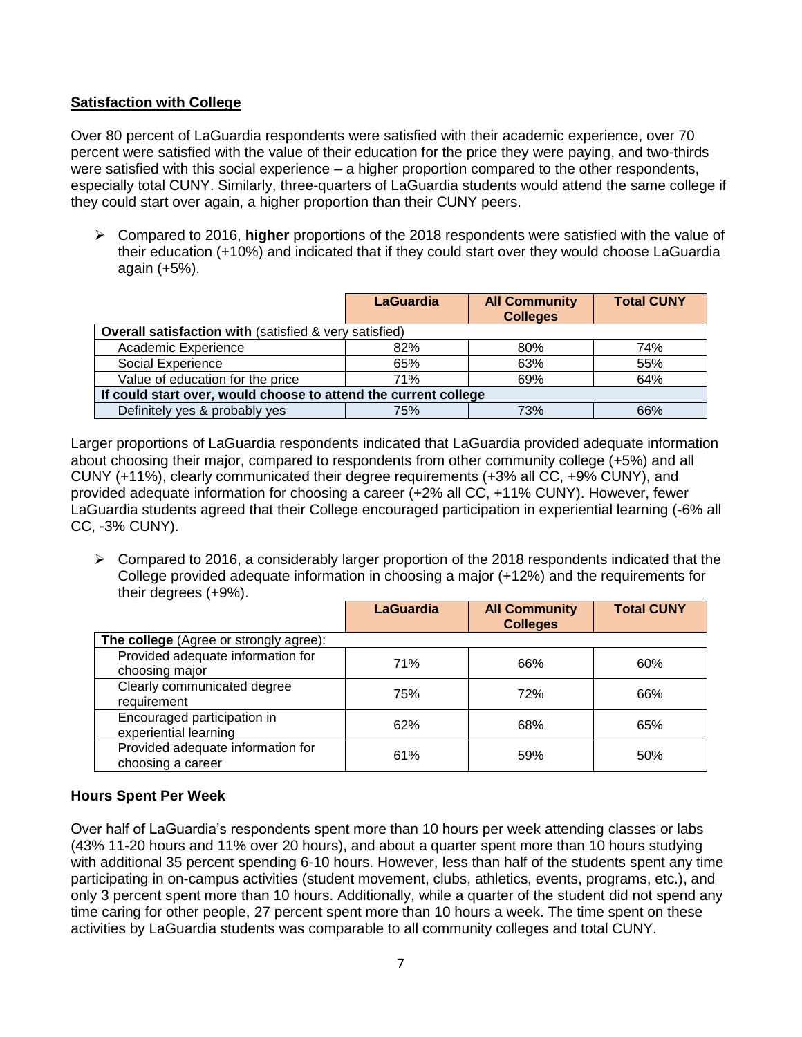## Satisfaction with College

Over 80 percent of LaGuardia respondents were satisfied with their academic experience, over 70 percent were satisfied with the value of their education for the price they were paying, and two-thirds were satisfied with this social experience – a higher proportion compared to the other respondents, especially total CUNY. Similarly, three-quarters of LaGuardia students would attend the same college if they could start over again, a higher proportion than their CUNY peers.

- Compared to 2016, **higher** proportions of the 2018 respondents were satisfied with the value of their education (+10%) and indicated that if they could start over they would choose LaGuardia again (+5%).

| | LaGuardia | All Community Colleges | Total CUNY |
|---|---|---|---|
| **Overall satisfaction with** (satisfied & very satisfied) | | | |
| Academic Experience | 82% | 80% | 74% |
| Social Experience | 65% | 63% | 55% |
| Value of education for the price | 71% | 69% | 64% |
| **If could start over, would choose to attend the current college** | | | |
| Definitely yes & probably yes | 75% | 73% | 66% |

Larger proportions of LaGuardia respondents indicated that LaGuardia provided adequate information about choosing their major, compared to respondents from other community college (+5%) and all CUNY (+11%), clearly communicated their degree requirements (+3% all CC, +9% CUNY), and provided adequate information for choosing a career (+2% all CC, +11% CUNY). However, fewer LaGuardia students agreed that their College encouraged participation in experiential learning (-6% all CC, -3% CUNY).

- Compared to 2016, a considerably larger proportion of the 2018 respondents indicated that the College provided adequate information in choosing a major (+12%) and the requirements for their degrees (+9%).

| | LaGuardia | All Community Colleges | Total CUNY |
|---|---|---|---|
| **The college** (Agree or strongly agree): | | | |
| Provided adequate information for choosing major | 71% | 66% | 60% |
| Clearly communicated degree requirement | 75% | 72% | 66% |
| Encouraged participation in experiential learning | 62% | 68% | 65% |
| Provided adequate information for choosing a career | 61% | 59% | 50% |

## Hours Spent Per Week

Over half of LaGuardia's respondents spent more than 10 hours per week attending classes or labs (43% 11-20 hours and 11% over 20 hours), and about a quarter spent more than 10 hours studying with additional 35 percent spending 6-10 hours. However, less than half of the students spent any time participating in on-campus activities (student movement, clubs, athletics, events, programs, etc.), and only 3 percent spent more than 10 hours. Additionally, while a quarter of the student did not spend any time caring for other people, 27 percent spent more than 10 hours a week. The time spent on these activities by LaGuardia students was comparable to all community colleges and total CUNY.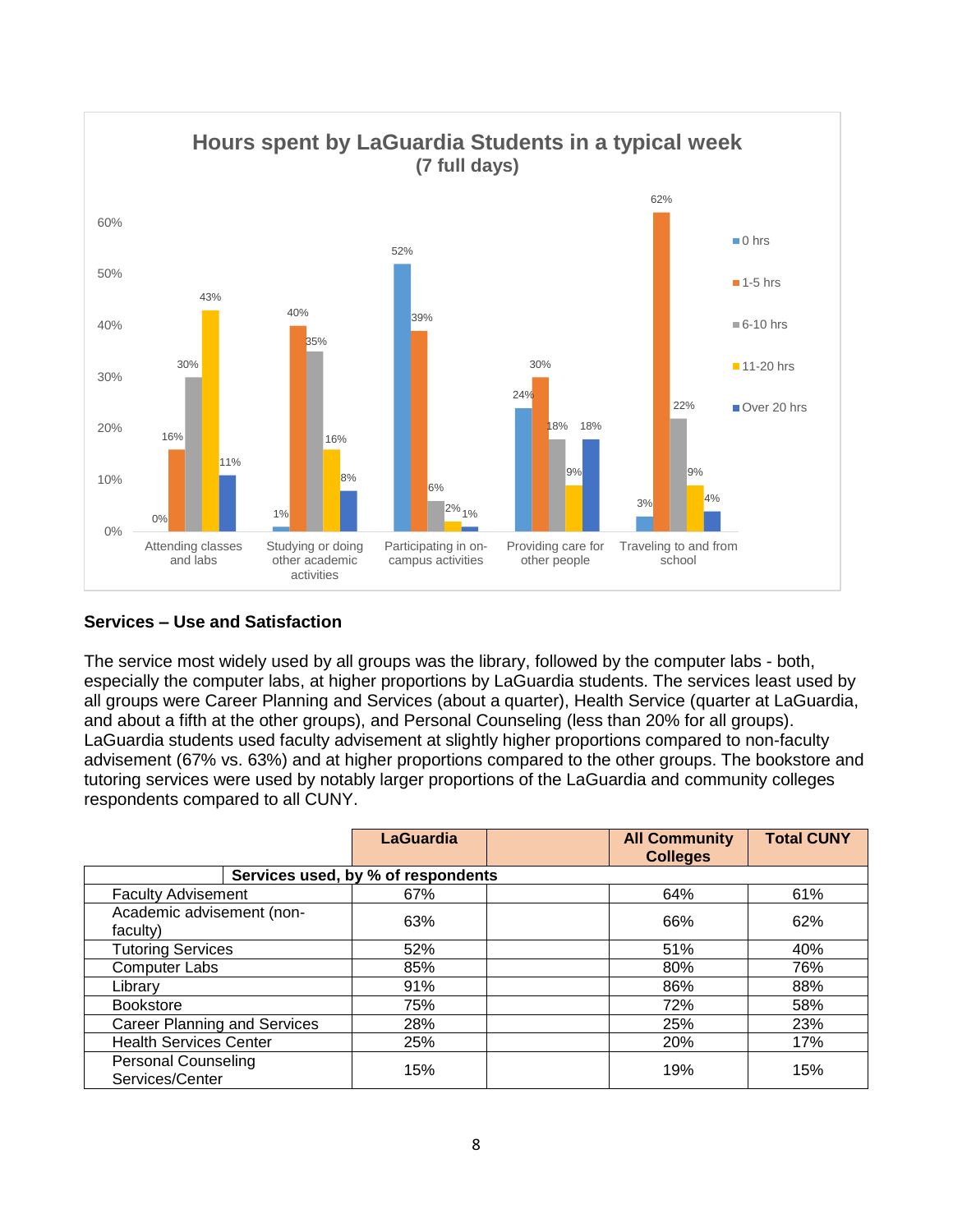**Hours spent by LaGuardia Students in a typical week (7 full days)**

| | 0 hrs | 1-5 hrs | 6-10 hrs | 11-20 hrs | Over 20 hrs |
|---|---|---|---|---|---|
| Attending classes and labs | 0% | 16% | 30% | 43% | 11% |
| Studying or doing other academic activities | 1% | 40% | 35% | 16% | 8% |
| Participating in on-campus activities | 52% | 39% | 6% | 2% | 1% |
| Providing care for other people | 24% | 30% | 18% | 9% | 18% |
| Traveling to and from school | 3% | 62% | 22% | 9% | 4% |

### Services – Use and Satisfaction

The service most widely used by all groups was the library, followed by the computer labs - both, especially the computer labs, at higher proportions by LaGuardia students. The services least used by all groups were Career Planning and Services (about a quarter), Health Service (quarter at LaGuardia, and about a fifth at the other groups), and Personal Counseling (less than 20% for all groups). LaGuardia students used faculty advisement at slightly higher proportions compared to non-faculty advisement (67% vs. 63%) and at higher proportions compared to the other groups. The bookstore and tutoring services were used by notably larger proportions of the LaGuardia and community colleges respondents compared to all CUNY.

| | **LaGuardia** | | **All Community Colleges** | **Total CUNY** |
|---|---|---|---|---|
| **Services used, by % of respondents** | | | | |
| Faculty Advisement | 67% | | 64% | 61% |
| Academic advisement (non-faculty) | 63% | | 66% | 62% |
| Tutoring Services | 52% | | 51% | 40% |
| Computer Labs | 85% | | 80% | 76% |
| Library | 91% | | 86% | 88% |
| Bookstore | 75% | | 72% | 58% |
| Career Planning and Services | 28% | | 25% | 23% |
| Health Services Center | 25% | | 20% | 17% |
| Personal Counseling Services/Center | 15% | | 19% | 15% |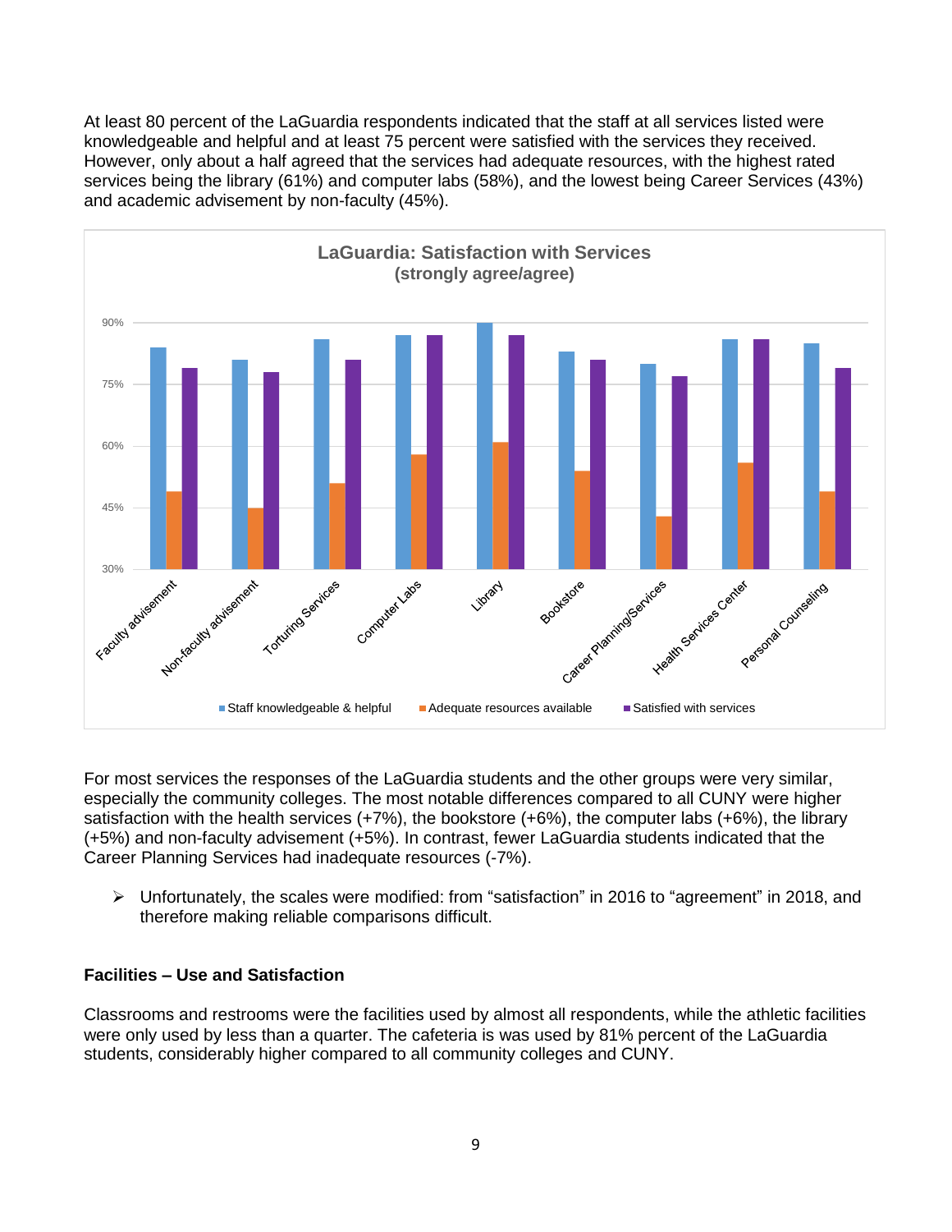At least 80 percent of the LaGuardia respondents indicated that the staff at all services listed were knowledgeable and helpful and at least 75 percent were satisfied with the services they received. However, only about a half agreed that the services had adequate resources, with the highest rated services being the library (61%) and computer labs (58%), and the lowest being Career Services (43%) and academic advisement by non-faculty (45%).

**LaGuardia: Satisfaction with Services**
**(strongly agree/agree)**

| Service | Staff knowledgeable & helpful | Adequate resources available | Satisfied with services |
|---|---|---|---|
| Faculty advisement | 84% | 49% | 79% |
| Non-faculty advisement | 81% | 45% | 78% |
| Torturing Services | 86% | 51% | 81% |
| Computer Labs | 87% | 58% | 87% |
| Library | 90% | 61% | 87% |
| Bookstore | 83% | 54% | 81% |
| Career Planning/Services | 80% | 43% | 77% |
| Health Services Center | 86% | 56% | 86% |
| Personal Counseling | 85% | 49% | 79% |

For most services the responses of the LaGuardia students and the other groups were very similar, especially the community colleges. The most notable differences compared to all CUNY were higher satisfaction with the health services (+7%), the bookstore (+6%), the computer labs (+6%), the library (+5%) and non-faculty advisement (+5%). In contrast, fewer LaGuardia students indicated that the Career Planning Services had inadequate resources (-7%).

- Unfortunately, the scales were modified: from "satisfaction" in 2016 to "agreement" in 2018, and therefore making reliable comparisons difficult.

### Facilities – Use and Satisfaction

Classrooms and restrooms were the facilities used by almost all respondents, while the athletic facilities were only used by less than a quarter. The cafeteria is was used by 81% percent of the LaGuardia students, considerably higher compared to all community colleges and CUNY.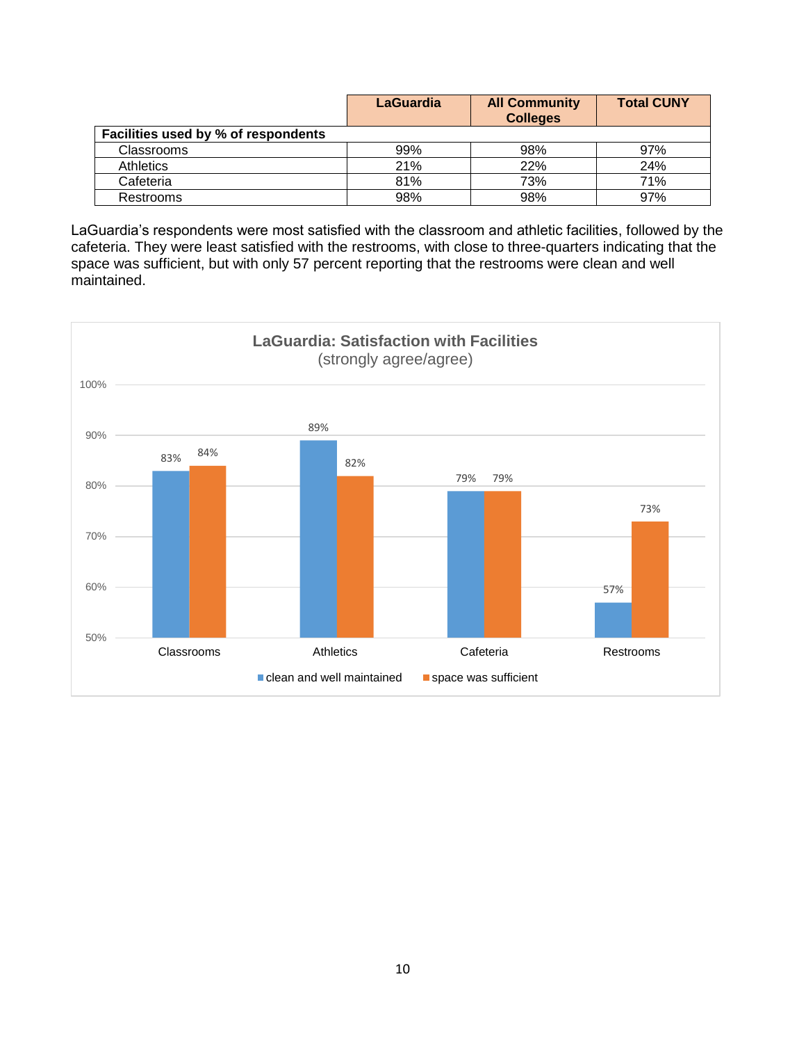| | LaGuardia | All Community Colleges | Total CUNY |
|---|---|---|---|
| **Facilities used by % of respondents** | | | |
| Classrooms | 99% | 98% | 97% |
| Athletics | 21% | 22% | 24% |
| Cafeteria | 81% | 73% | 71% |
| Restrooms | 98% | 98% | 97% |

LaGuardia's respondents were most satisfied with the classroom and athletic facilities, followed by the cafeteria. They were least satisfied with the restrooms, with close to three-quarters indicating that the space was sufficient, but with only 57 percent reporting that the restrooms were clean and well maintained.

**LaGuardia: Satisfaction with Facilities**
(strongly agree/agree)

| | clean and well maintained | space was sufficient |
|---|---|---|
| Classrooms | 83% | 84% |
| Athletics | 89% | 82% |
| Cafeteria | 79% | 79% |
| Restrooms | 57% | 73% |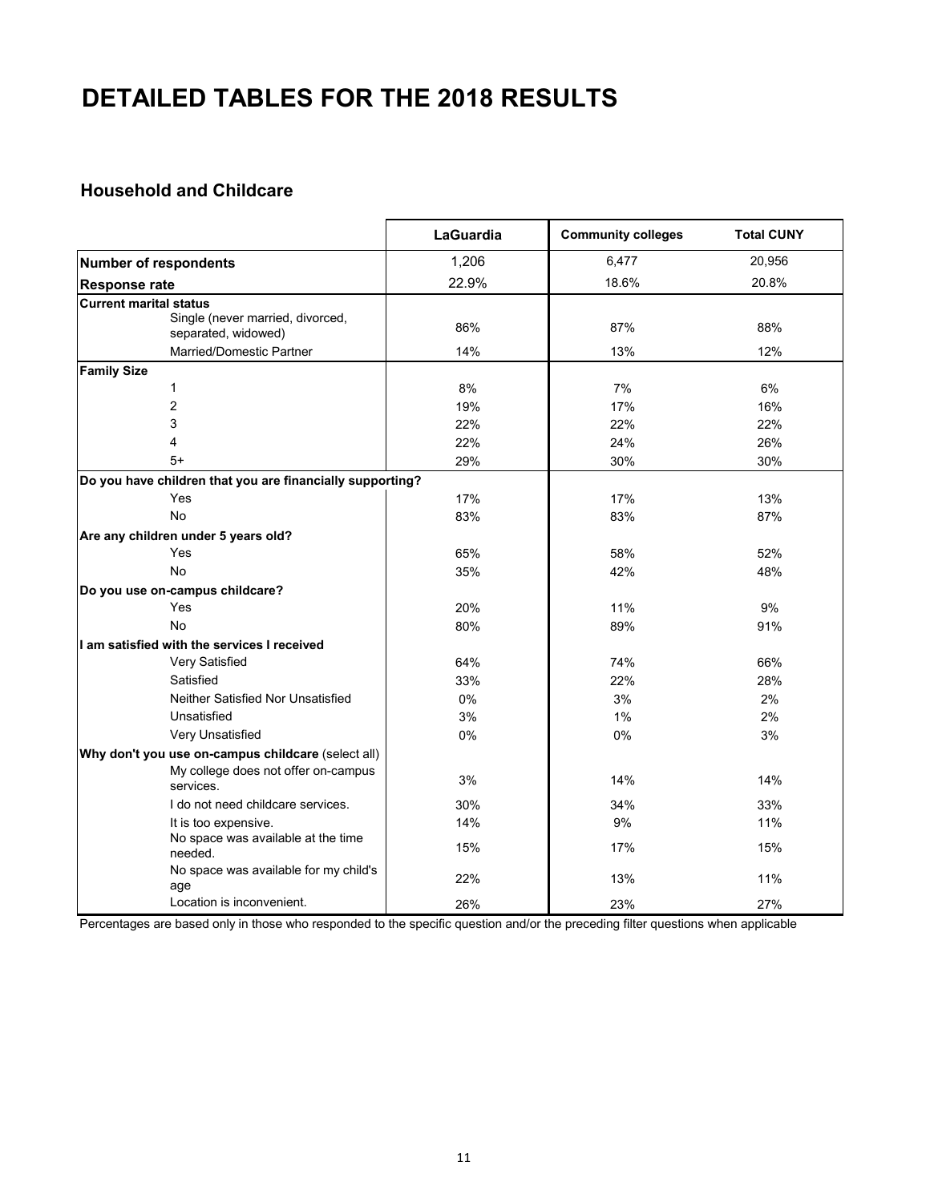# DETAILED TABLES FOR THE 2018 RESULTS

## Household and Childcare

| | LaGuardia | Community colleges | Total CUNY |
|---|---|---|---|
| **Number of respondents** | 1,206 | 6,477 | 20,956 |
| **Response rate** | 22.9% | 18.6% | 20.8% |
| **Current marital status** | | | |
| Single (never married, divorced, separated, widowed) | 86% | 87% | 88% |
| Married/Domestic Partner | 14% | 13% | 12% |
| **Family Size** | | | |
| 1 | 8% | 7% | 6% |
| 2 | 19% | 17% | 16% |
| 3 | 22% | 22% | 22% |
| 4 | 22% | 24% | 26% |
| 5+ | 29% | 30% | 30% |
| **Do you have children that you are financially supporting?** | | | |
| Yes | 17% | 17% | 13% |
| No | 83% | 83% | 87% |
| **Are any children under 5 years old?** | | | |
| Yes | 65% | 58% | 52% |
| No | 35% | 42% | 48% |
| **Do you use on-campus childcare?** | | | |
| Yes | 20% | 11% | 9% |
| No | 80% | 89% | 91% |
| **I am satisfied with the services I received** | | | |
| Very Satisfied | 64% | 74% | 66% |
| Satisfied | 33% | 22% | 28% |
| Neither Satisfied Nor Unsatisfied | 0% | 3% | 2% |
| Unsatisfied | 3% | 1% | 2% |
| Very Unsatisfied | 0% | 0% | 3% |
| **Why don't you use on-campus childcare** (select all) | | | |
| My college does not offer on-campus services. | 3% | 14% | 14% |
| I do not need childcare services. | 30% | 34% | 33% |
| It is too expensive. | 14% | 9% | 11% |
| No space was available at the time needed. | 15% | 17% | 15% |
| No space was available for my child's age | 22% | 13% | 11% |
| Location is inconvenient. | 26% | 23% | 27% |

Percentages are based only in those who responded to the specific question and/or the preceding filter questions when applicable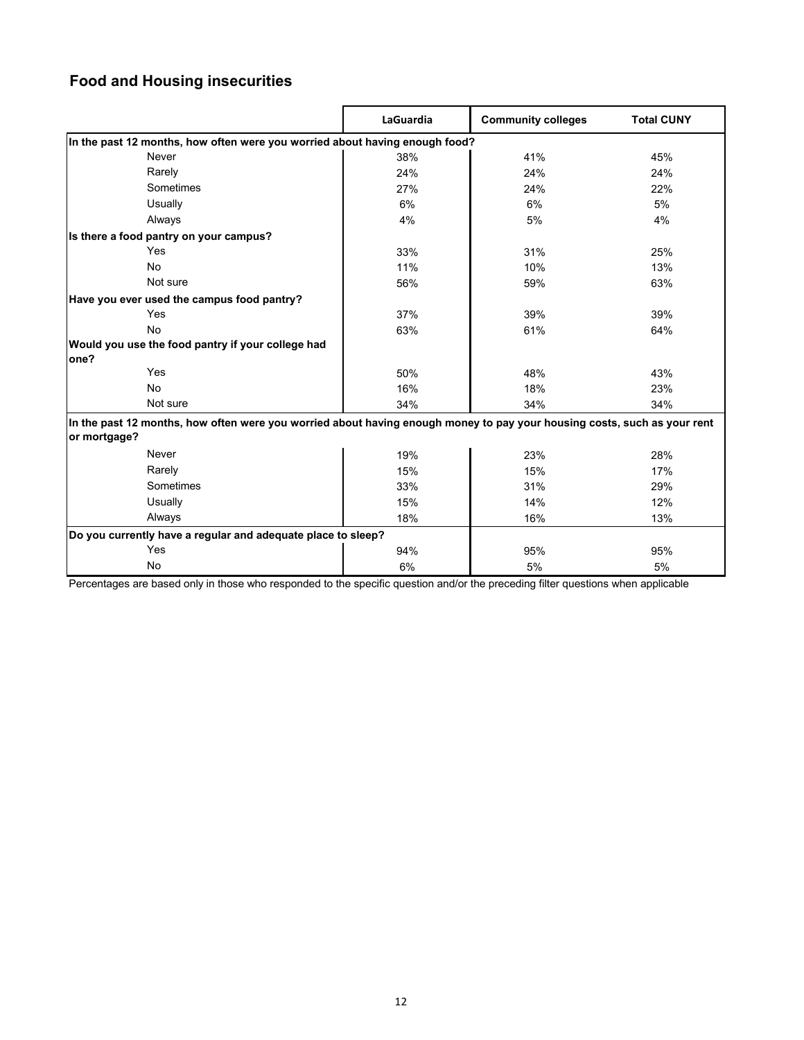## Food and Housing insecurities

| | LaGuardia | Community colleges | Total CUNY |
|---|---|---|---|
| **In the past 12 months, how often were you worried about having enough food?** | | | |
| Never | 38% | 41% | 45% |
| Rarely | 24% | 24% | 24% |
| Sometimes | 27% | 24% | 22% |
| Usually | 6% | 6% | 5% |
| Always | 4% | 5% | 4% |
| **Is there a food pantry on your campus?** | | | |
| Yes | 33% | 31% | 25% |
| No | 11% | 10% | 13% |
| Not sure | 56% | 59% | 63% |
| **Have you ever used the campus food pantry?** | | | |
| Yes | 37% | 39% | 39% |
| No | 63% | 61% | 64% |
| **Would you use the food pantry if your college had one?** | | | |
| Yes | 50% | 48% | 43% |
| No | 16% | 18% | 23% |
| Not sure | 34% | 34% | 34% |
| **In the past 12 months, how often were you worried about having enough money to pay your housing costs, such as your rent or mortgage?** | | | |
| Never | 19% | 23% | 28% |
| Rarely | 15% | 15% | 17% |
| Sometimes | 33% | 31% | 29% |
| Usually | 15% | 14% | 12% |
| Always | 18% | 16% | 13% |
| **Do you currently have a regular and adequate place to sleep?** | | | |
| Yes | 94% | 95% | 95% |
| No | 6% | 5% | 5% |

Percentages are based only in those who responded to the specific question and/or the preceding filter questions when applicable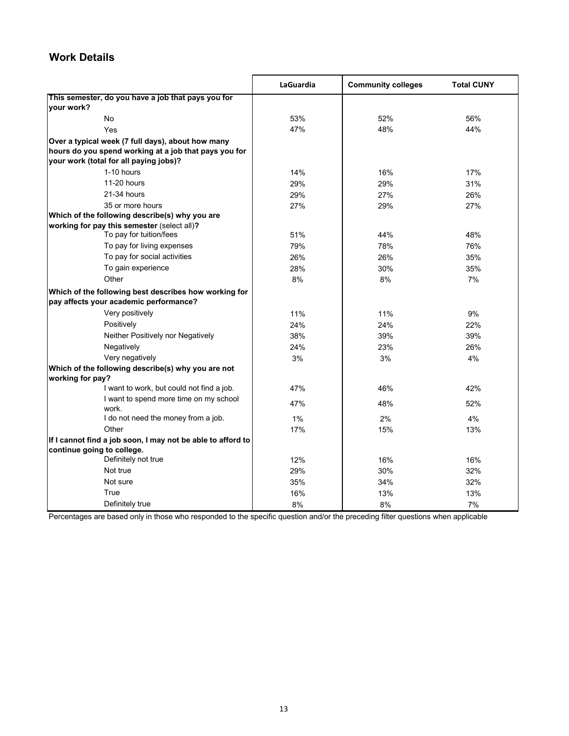## Work Details

| | LaGuardia | Community colleges | Total CUNY |
|---|---|---|---|
| **This semester, do you have a job that pays you for your work?** | | | |
| No | 53% | 52% | 56% |
| Yes | 47% | 48% | 44% |
| **Over a typical week (7 full days), about how many hours do you spend working at a job that pays you for your work (total for all paying jobs)?** | | | |
| 1-10 hours | 14% | 16% | 17% |
| 11-20 hours | 29% | 29% | 31% |
| 21-34 hours | 29% | 27% | 26% |
| 35 or more hours | 27% | 29% | 27% |
| **Which of the following describe(s) why you are working for pay this semester** (select all)**?** | | | |
| To pay for tuition/fees | 51% | 44% | 48% |
| To pay for living expenses | 79% | 78% | 76% |
| To pay for social activities | 26% | 26% | 35% |
| To gain experience | 28% | 30% | 35% |
| Other | 8% | 8% | 7% |
| **Which of the following best describes how working for pay affects your academic performance?** | | | |
| Very positively | 11% | 11% | 9% |
| Positively | 24% | 24% | 22% |
| Neither Positively nor Negatively | 38% | 39% | 39% |
| Negatively | 24% | 23% | 26% |
| Very negatively | 3% | 3% | 4% |
| **Which of the following describe(s) why you are not working for pay?** | | | |
| I want to work, but could not find a job. | 47% | 46% | 42% |
| I want to spend more time on my school work. | 47% | 48% | 52% |
| I do not need the money from a job. | 1% | 2% | 4% |
| Other | 17% | 15% | 13% |
| **If I cannot find a job soon, I may not be able to afford to continue going to college.** | | | |
| Definitely not true | 12% | 16% | 16% |
| Not true | 29% | 30% | 32% |
| Not sure | 35% | 34% | 32% |
| True | 16% | 13% | 13% |
| Definitely true | 8% | 8% | 7% |

Percentages are based only in those who responded to the specific question and/or the preceding filter questions when applicable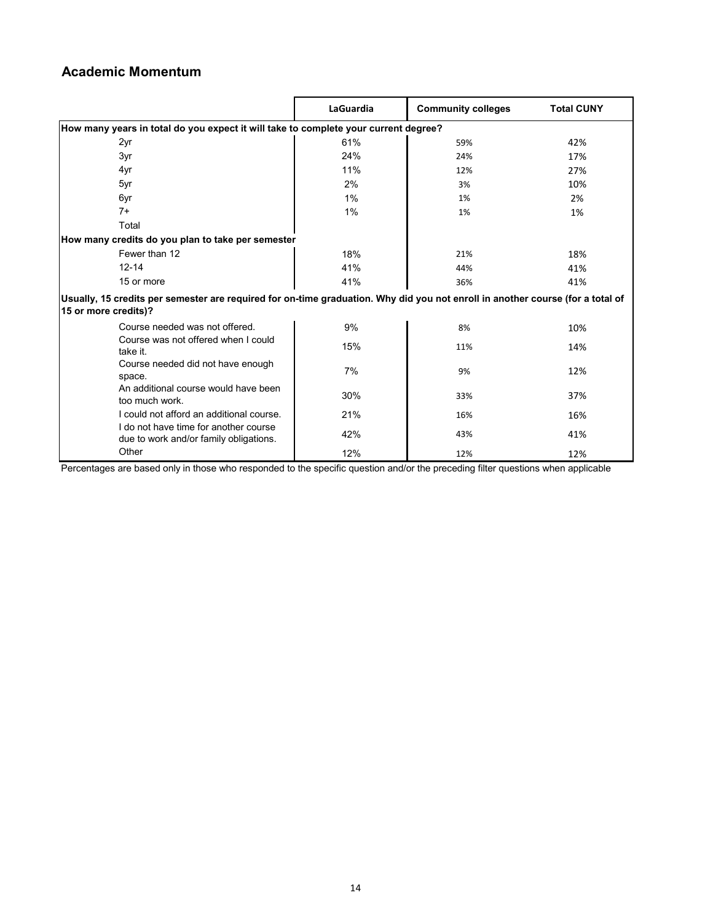## Academic Momentum

| | LaGuardia | Community colleges | Total CUNY |
|---|---|---|---|
| **How many years in total do you expect it will take to complete your current degree?** | | | |
| 2yr | 61% | 59% | 42% |
| 3yr | 24% | 24% | 17% |
| 4yr | 11% | 12% | 27% |
| 5yr | 2% | 3% | 10% |
| 6yr | 1% | 1% | 2% |
| 7+ | 1% | 1% | 1% |
| Total | | | |
| **How many credits do you plan to take per semester** | | | |
| Fewer than 12 | 18% | 21% | 18% |
| 12-14 | 41% | 44% | 41% |
| 15 or more | 41% | 36% | 41% |
| **Usually, 15 credits per semester are required for on-time graduation. Why did you not enroll in another course (for a total of 15 or more credits)?** | | | |
| Course needed was not offered. | 9% | 8% | 10% |
| Course was not offered when I could take it. | 15% | 11% | 14% |
| Course needed did not have enough space. | 7% | 9% | 12% |
| An additional course would have been too much work. | 30% | 33% | 37% |
| I could not afford an additional course. | 21% | 16% | 16% |
| I do not have time for another course due to work and/or family obligations. | 42% | 43% | 41% |
| Other | 12% | 12% | 12% |

Percentages are based only in those who responded to the specific question and/or the preceding filter questions when applicable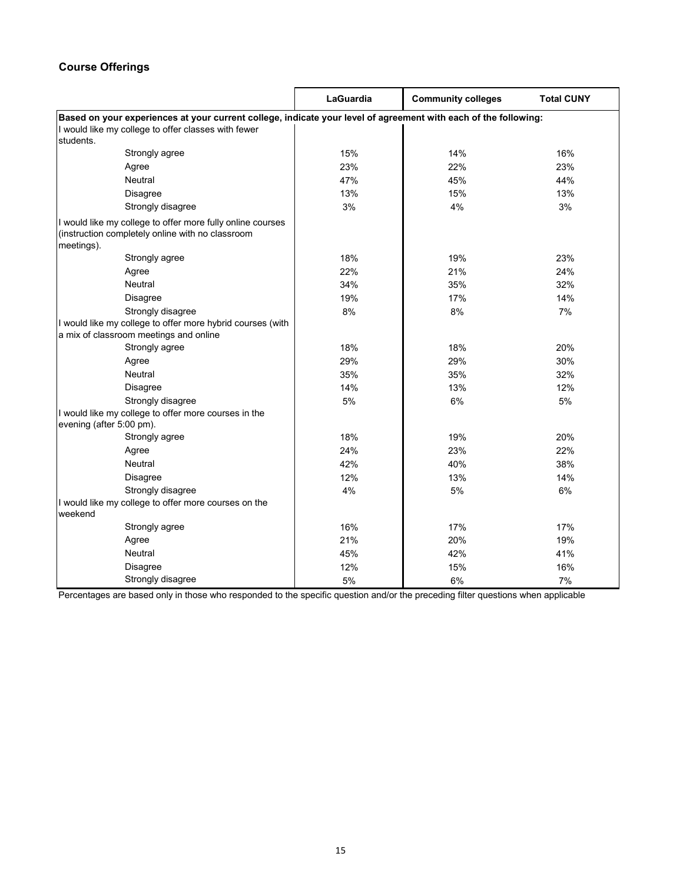## Course Offerings

| | LaGuardia | Community colleges | Total CUNY |
|---|---|---|---|
| **Based on your experiences at your current college, indicate your level of agreement with each of the following:** | | | |
| I would like my college to offer classes with fewer students. | | | |
| Strongly agree | 15% | 14% | 16% |
| Agree | 23% | 22% | 23% |
| Neutral | 47% | 45% | 44% |
| Disagree | 13% | 15% | 13% |
| Strongly disagree | 3% | 4% | 3% |
| I would like my college to offer more fully online courses (instruction completely online with no classroom meetings). | | | |
| Strongly agree | 18% | 19% | 23% |
| Agree | 22% | 21% | 24% |
| Neutral | 34% | 35% | 32% |
| Disagree | 19% | 17% | 14% |
| Strongly disagree | 8% | 8% | 7% |
| I would like my college to offer more hybrid courses (with a mix of classroom meetings and online | | | |
| Strongly agree | 18% | 18% | 20% |
| Agree | 29% | 29% | 30% |
| Neutral | 35% | 35% | 32% |
| Disagree | 14% | 13% | 12% |
| Strongly disagree | 5% | 6% | 5% |
| I would like my college to offer more courses in the evening (after 5:00 pm). | | | |
| Strongly agree | 18% | 19% | 20% |
| Agree | 24% | 23% | 22% |
| Neutral | 42% | 40% | 38% |
| Disagree | 12% | 13% | 14% |
| Strongly disagree | 4% | 5% | 6% |
| I would like my college to offer more courses on the weekend | | | |
| Strongly agree | 16% | 17% | 17% |
| Agree | 21% | 20% | 19% |
| Neutral | 45% | 42% | 41% |
| Disagree | 12% | 15% | 16% |
| Strongly disagree | 5% | 6% | 7% |

Percentages are based only in those who responded to the specific question and/or the preceding filter questions when applicable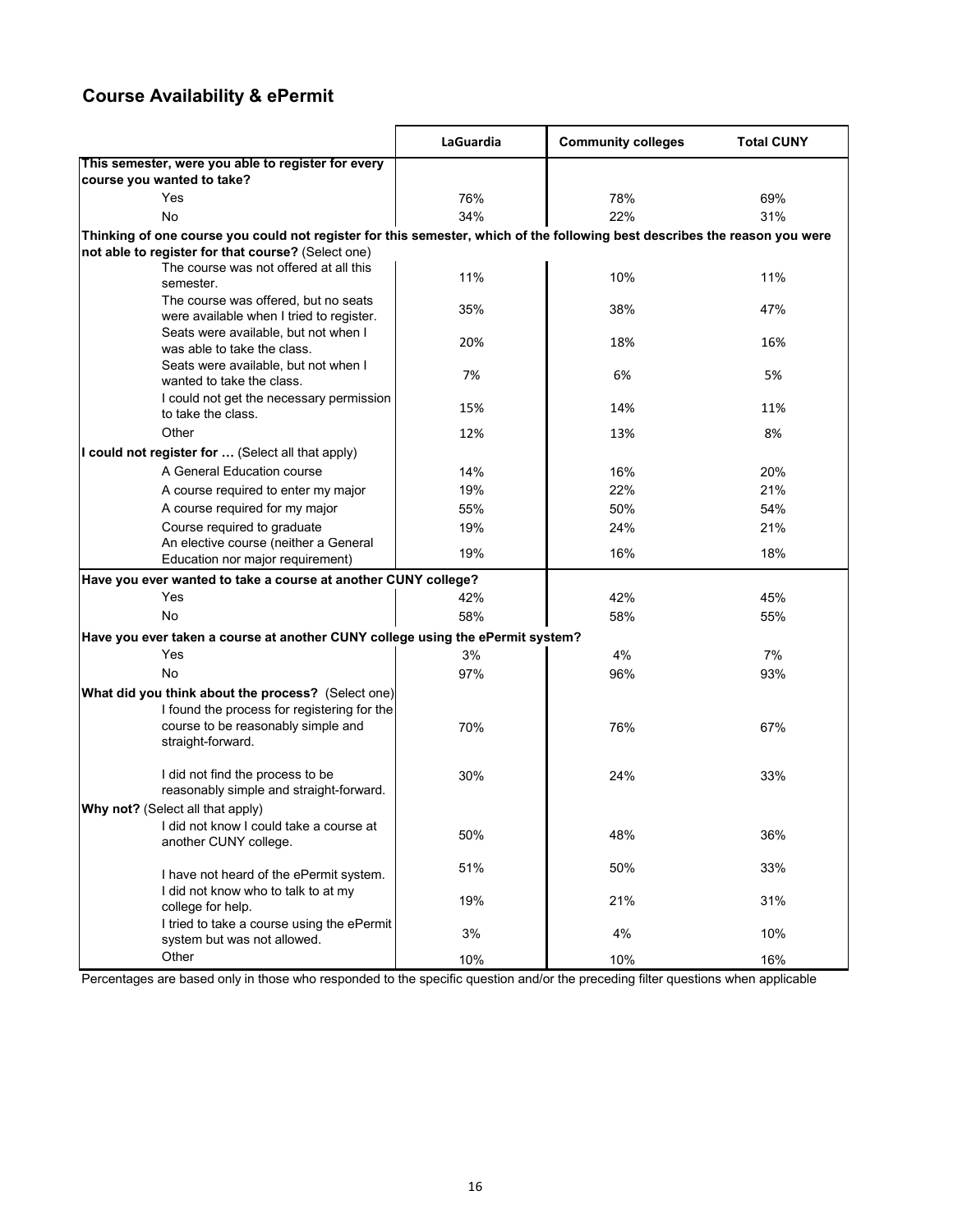## Course Availability & ePermit

| | LaGuardia | Community colleges | Total CUNY |
|---|---|---|---|
| **This semester, were you able to register for every course you wanted to take?** | | | |
| Yes | 76% | 78% | 69% |
| No | 34% | 22% | 31% |
| **Thinking of one course you could not register for this semester, which of the following best describes the reason you were not able to register for that course?** (Select one) | | | |
| The course was not offered at all this semester. | 11% | 10% | 11% |
| The course was offered, but no seats were available when I tried to register. | 35% | 38% | 47% |
| Seats were available, but not when I was able to take the class. | 20% | 18% | 16% |
| Seats were available, but not when I wanted to take the class. | 7% | 6% | 5% |
| I could not get the necessary permission to take the class. | 15% | 14% | 11% |
| Other | 12% | 13% | 8% |
| **I could not register for …** (Select all that apply) | | | |
| A General Education course | 14% | 16% | 20% |
| A course required to enter my major | 19% | 22% | 21% |
| A course required for my major | 55% | 50% | 54% |
| Course required to graduate | 19% | 24% | 21% |
| An elective course (neither a General Education nor major requirement) | 19% | 16% | 18% |
| **Have you ever wanted to take a course at another CUNY college?** | | | |
| Yes | 42% | 42% | 45% |
| No | 58% | 58% | 55% |
| **Have you ever taken a course at another CUNY college using the ePermit system?** | | | |
| Yes | 3% | 4% | 7% |
| No | 97% | 96% | 93% |
| **What did you think about the process?** (Select one) | | | |
| I found the process for registering for the course to be reasonably simple and straight-forward. | 70% | 76% | 67% |
| I did not find the process to be reasonably simple and straight-forward. | 30% | 24% | 33% |
| **Why not?** (Select all that apply) | | | |
| I did not know I could take a course at another CUNY college. | 50% | 48% | 36% |
| I have not heard of the ePermit system. | 51% | 50% | 33% |
| I did not know who to talk to at my college for help. | 19% | 21% | 31% |
| I tried to take a course using the ePermit system but was not allowed. | 3% | 4% | 10% |
| Other | 10% | 10% | 16% |

Percentages are based only in those who responded to the specific question and/or the preceding filter questions when applicable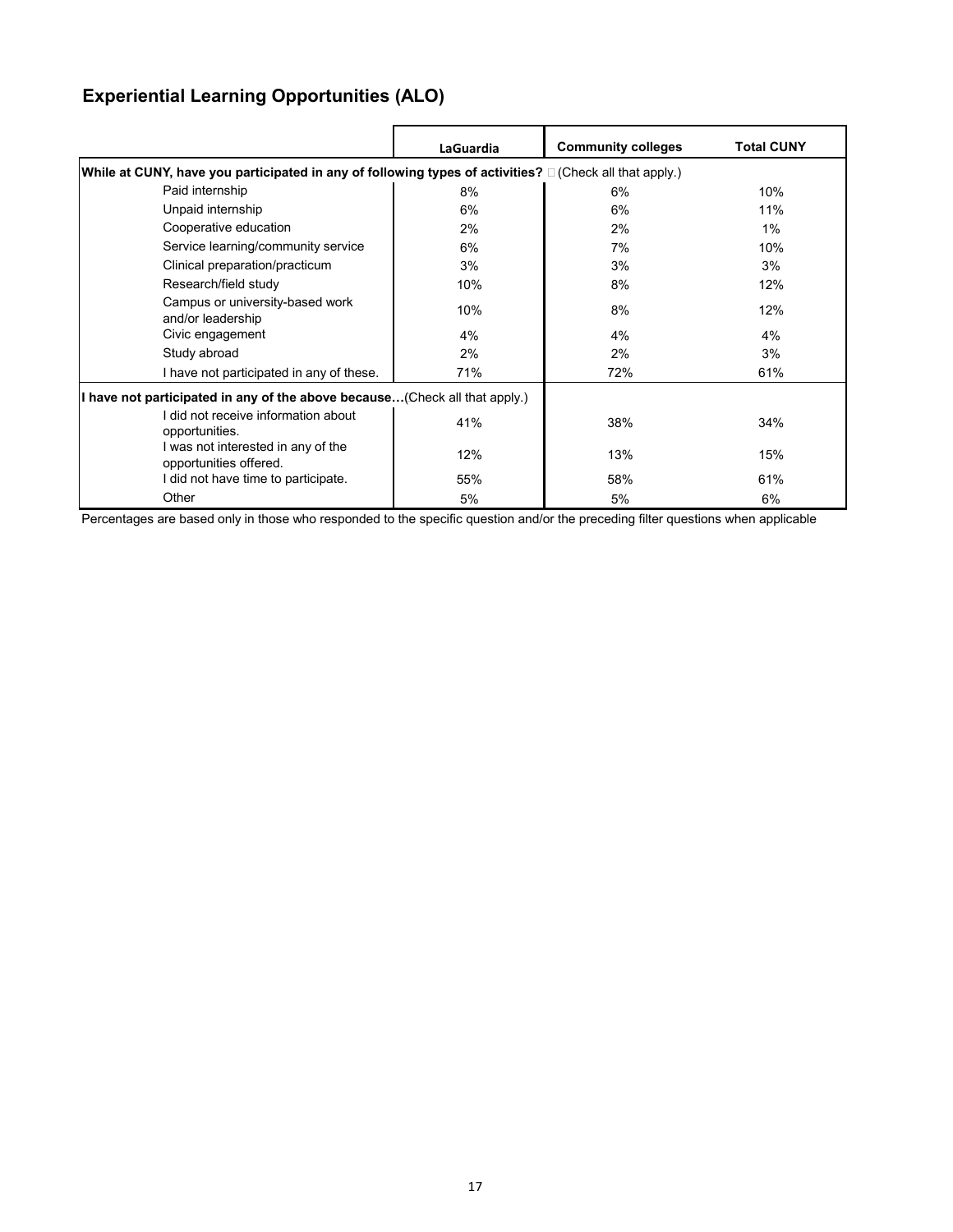## Experiential Learning Opportunities (ALO)

| | LaGuardia | Community colleges | Total CUNY |
|---|---|---|---|
| **While at CUNY, have you participated in any of following types of activities?** (Check all that apply.) | | | |
| Paid internship | 8% | 6% | 10% |
| Unpaid internship | 6% | 6% | 11% |
| Cooperative education | 2% | 2% | 1% |
| Service learning/community service | 6% | 7% | 10% |
| Clinical preparation/practicum | 3% | 3% | 3% |
| Research/field study | 10% | 8% | 12% |
| Campus or university-based work and/or leadership | 10% | 8% | 12% |
| Civic engagement | 4% | 4% | 4% |
| Study abroad | 2% | 2% | 3% |
| I have not participated in any of these. | 71% | 72% | 61% |
| **I have not participated in any of the above because…**(Check all that apply.) | | | |
| I did not receive information about opportunities. | 41% | 38% | 34% |
| I was not interested in any of the opportunities offered. | 12% | 13% | 15% |
| I did not have time to participate. | 55% | 58% | 61% |
| Other | 5% | 5% | 6% |

Percentages are based only in those who responded to the specific question and/or the preceding filter questions when applicable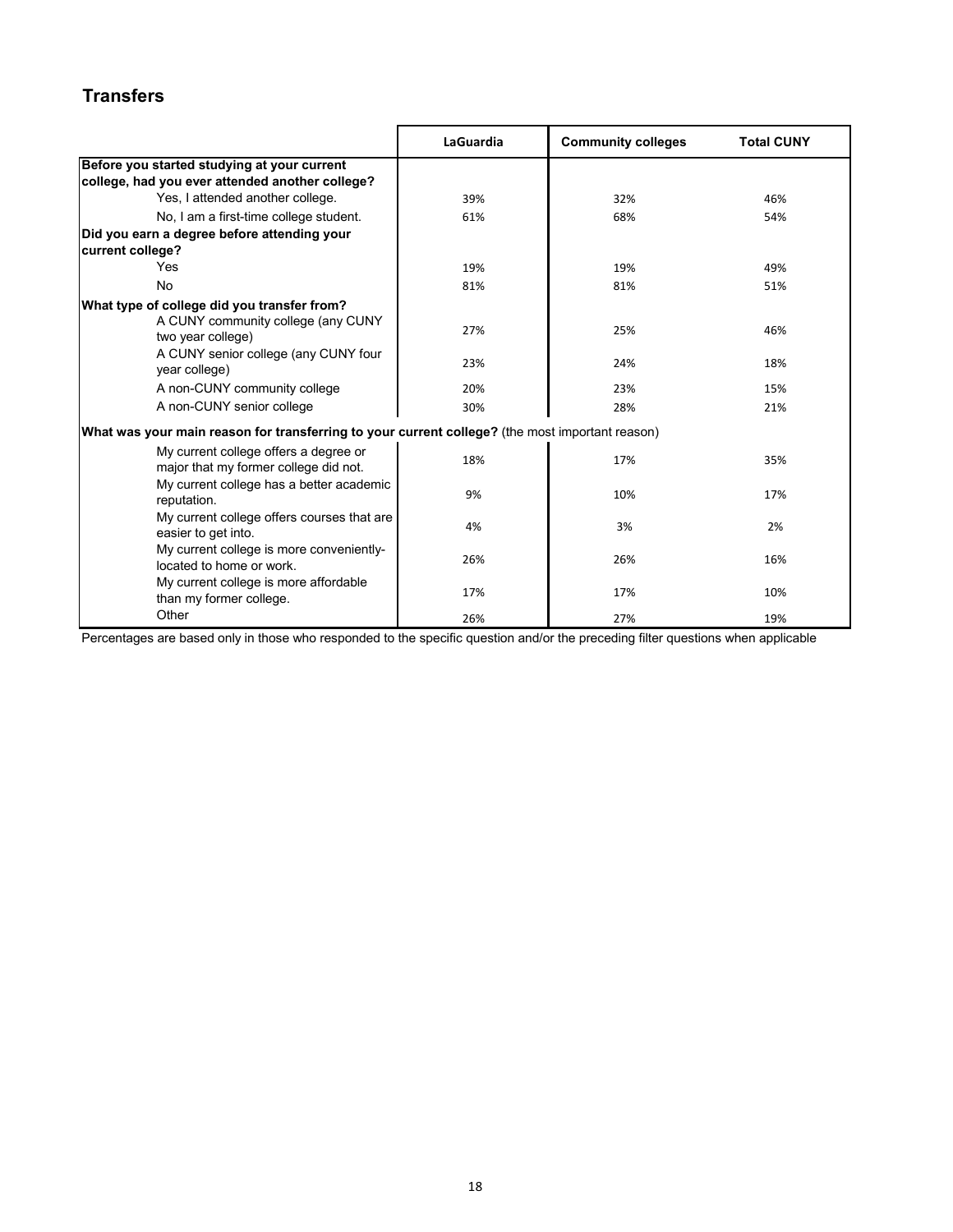## Transfers

| | LaGuardia | Community colleges | Total CUNY |
|---|---|---|---|
| **Before you started studying at your current college, had you ever attended another college?** | | | |
| Yes, I attended another college. | 39% | 32% | 46% |
| No, I am a first-time college student. | 61% | 68% | 54% |
| **Did you earn a degree before attending your current college?** | | | |
| Yes | 19% | 19% | 49% |
| No | 81% | 81% | 51% |
| **What type of college did you transfer from?** | | | |
| A CUNY community college (any CUNY two year college) | 27% | 25% | 46% |
| A CUNY senior college (any CUNY four year college) | 23% | 24% | 18% |
| A non-CUNY community college | 20% | 23% | 15% |
| A non-CUNY senior college | 30% | 28% | 21% |
| **What was your main reason for transferring to your current college?** (the most important reason) | | | |
| My current college offers a degree or major that my former college did not. | 18% | 17% | 35% |
| My current college has a better academic reputation. | 9% | 10% | 17% |
| My current college offers courses that are easier to get into. | 4% | 3% | 2% |
| My current college is more conveniently-located to home or work. | 26% | 26% | 16% |
| My current college is more affordable than my former college. | 17% | 17% | 10% |
| Other | 26% | 27% | 19% |

Percentages are based only in those who responded to the specific question and/or the preceding filter questions when applicable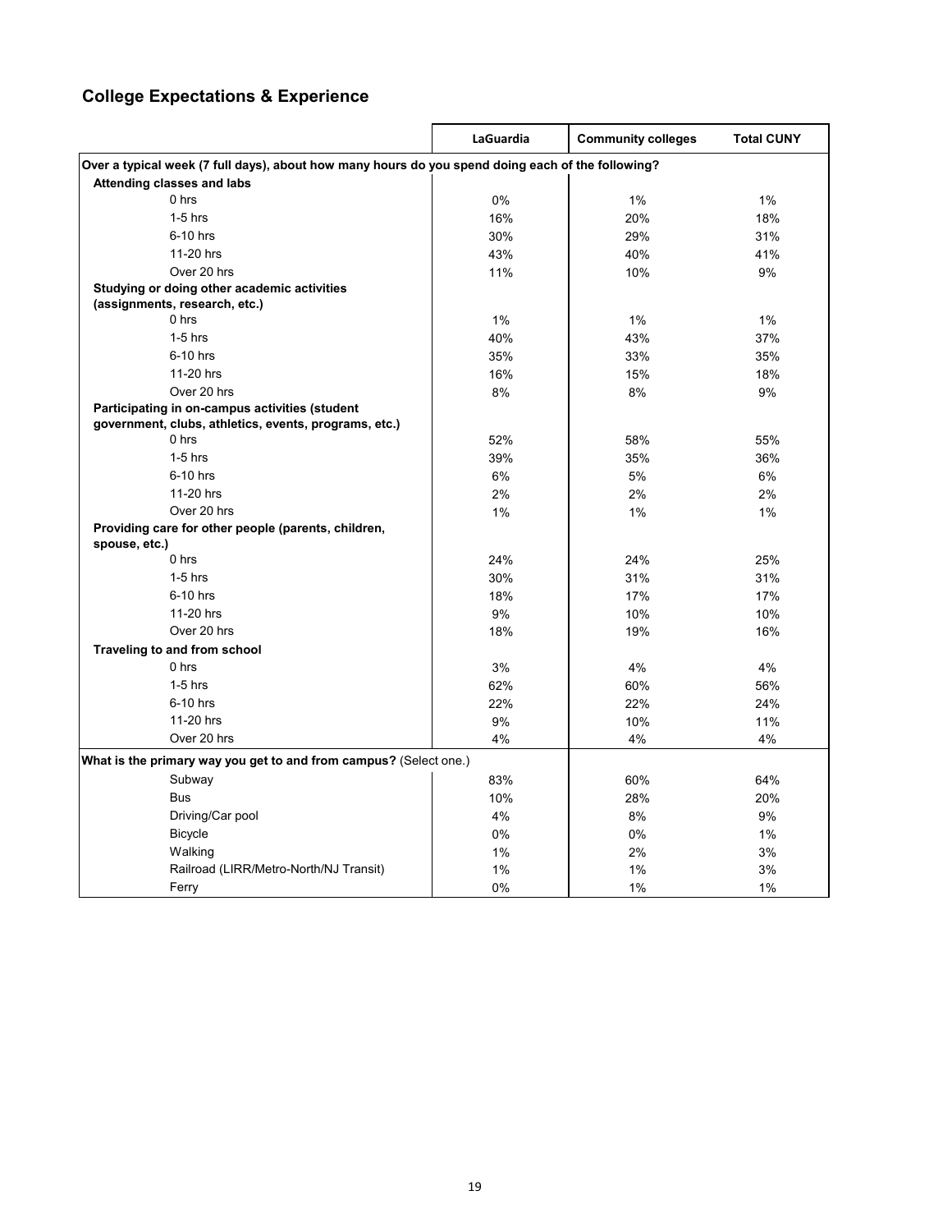## College Expectations & Experience

| | LaGuardia | Community colleges | Total CUNY |
|---|---|---|---|
| **Over a typical week (7 full days), about how many hours do you spend doing each of the following?** | | | |
| **Attending classes and labs** | | | |
| 0 hrs | 0% | 1% | 1% |
| 1-5 hrs | 16% | 20% | 18% |
| 6-10 hrs | 30% | 29% | 31% |
| 11-20 hrs | 43% | 40% | 41% |
| Over 20 hrs | 11% | 10% | 9% |
| **Studying or doing other academic activities (assignments, research, etc.)** | | | |
| 0 hrs | 1% | 1% | 1% |
| 1-5 hrs | 40% | 43% | 37% |
| 6-10 hrs | 35% | 33% | 35% |
| 11-20 hrs | 16% | 15% | 18% |
| Over 20 hrs | 8% | 8% | 9% |
| **Participating in on-campus activities (student government, clubs, athletics, events, programs, etc.)** | | | |
| 0 hrs | 52% | 58% | 55% |
| 1-5 hrs | 39% | 35% | 36% |
| 6-10 hrs | 6% | 5% | 6% |
| 11-20 hrs | 2% | 2% | 2% |
| Over 20 hrs | 1% | 1% | 1% |
| **Providing care for other people (parents, children, spouse, etc.)** | | | |
| 0 hrs | 24% | 24% | 25% |
| 1-5 hrs | 30% | 31% | 31% |
| 6-10 hrs | 18% | 17% | 17% |
| 11-20 hrs | 9% | 10% | 10% |
| Over 20 hrs | 18% | 19% | 16% |
| **Traveling to and from school** | | | |
| 0 hrs | 3% | 4% | 4% |
| 1-5 hrs | 62% | 60% | 56% |
| 6-10 hrs | 22% | 22% | 24% |
| 11-20 hrs | 9% | 10% | 11% |
| Over 20 hrs | 4% | 4% | 4% |
| **What is the primary way you get to and from campus?** (Select one.) | | | |
| Subway | 83% | 60% | 64% |
| Bus | 10% | 28% | 20% |
| Driving/Car pool | 4% | 8% | 9% |
| Bicycle | 0% | 0% | 1% |
| Walking | 1% | 2% | 3% |
| Railroad (LIRR/Metro-North/NJ Transit) | 1% | 1% | 3% |
| Ferry | 0% | 1% | 1% |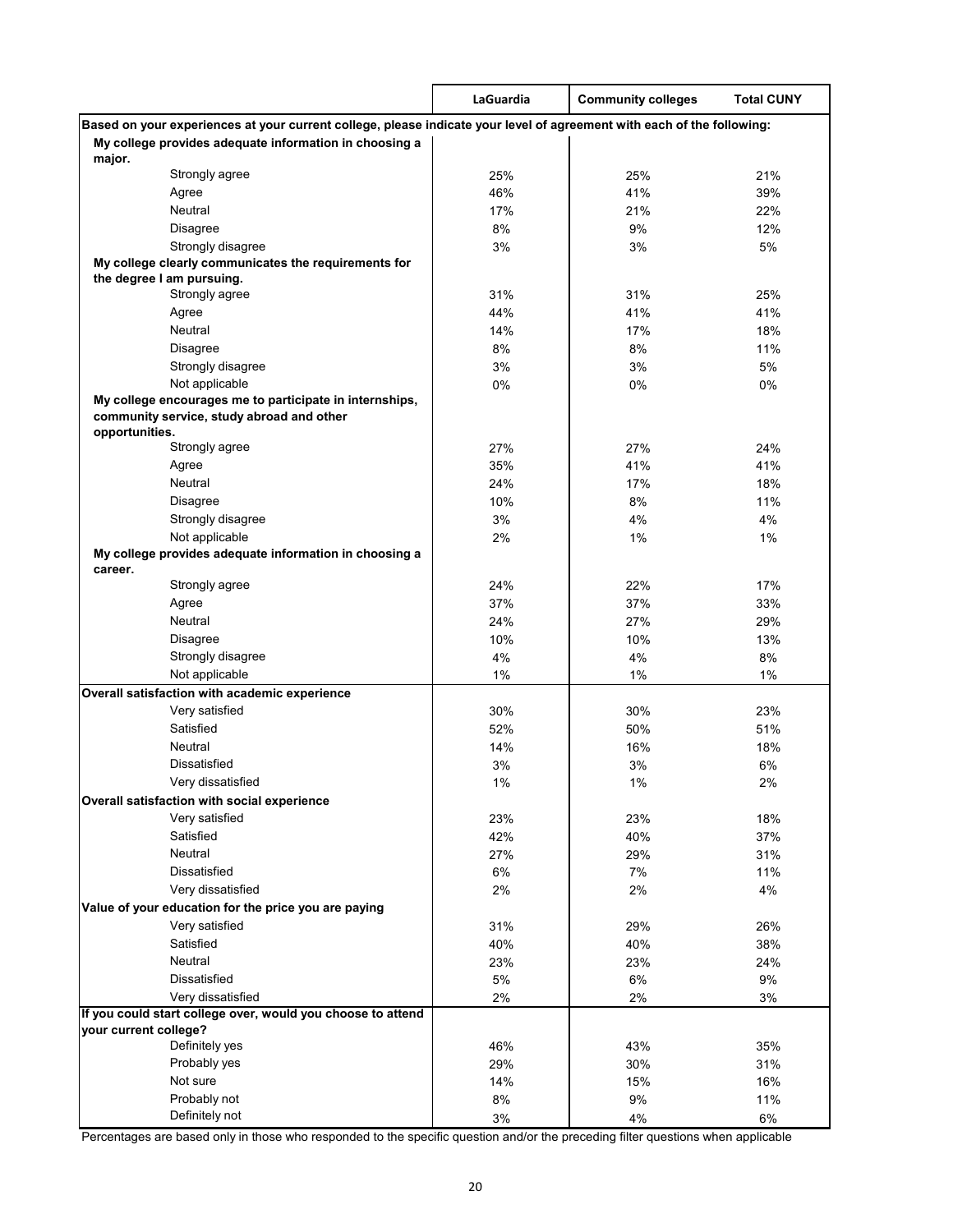| | LaGuardia | Community colleges | Total CUNY |
|---|---|---|---|
| **Based on your experiences at your current college, please indicate your level of agreement with each of the following:** | | | |
| **My college provides adequate information in choosing a major.** | | | |
| Strongly agree | 25% | 25% | 21% |
| Agree | 46% | 41% | 39% |
| Neutral | 17% | 21% | 22% |
| Disagree | 8% | 9% | 12% |
| Strongly disagree | 3% | 3% | 5% |
| **My college clearly communicates the requirements for the degree I am pursuing.** | | | |
| Strongly agree | 31% | 31% | 25% |
| Agree | 44% | 41% | 41% |
| Neutral | 14% | 17% | 18% |
| Disagree | 8% | 8% | 11% |
| Strongly disagree | 3% | 3% | 5% |
| Not applicable | 0% | 0% | 0% |
| **My college encourages me to participate in internships, community service, study abroad and other opportunities.** | | | |
| Strongly agree | 27% | 27% | 24% |
| Agree | 35% | 41% | 41% |
| Neutral | 24% | 17% | 18% |
| Disagree | 10% | 8% | 11% |
| Strongly disagree | 3% | 4% | 4% |
| Not applicable | 2% | 1% | 1% |
| **My college provides adequate information in choosing a career.** | | | |
| Strongly agree | 24% | 22% | 17% |
| Agree | 37% | 37% | 33% |
| Neutral | 24% | 27% | 29% |
| Disagree | 10% | 10% | 13% |
| Strongly disagree | 4% | 4% | 8% |
| Not applicable | 1% | 1% | 1% |
| **Overall satisfaction with academic experience** | | | |
| Very satisfied | 30% | 30% | 23% |
| Satisfied | 52% | 50% | 51% |
| Neutral | 14% | 16% | 18% |
| Dissatisfied | 3% | 3% | 6% |
| Very dissatisfied | 1% | 1% | 2% |
| **Overall satisfaction with social experience** | | | |
| Very satisfied | 23% | 23% | 18% |
| Satisfied | 42% | 40% | 37% |
| Neutral | 27% | 29% | 31% |
| Dissatisfied | 6% | 7% | 11% |
| Very dissatisfied | 2% | 2% | 4% |
| **Value of your education for the price you are paying** | | | |
| Very satisfied | 31% | 29% | 26% |
| Satisfied | 40% | 40% | 38% |
| Neutral | 23% | 23% | 24% |
| Dissatisfied | 5% | 6% | 9% |
| Very dissatisfied | 2% | 2% | 3% |
| **If you could start college over, would you choose to attend your current college?** | | | |
| Definitely yes | 46% | 43% | 35% |
| Probably yes | 29% | 30% | 31% |
| Not sure | 14% | 15% | 16% |
| Probably not | 8% | 9% | 11% |
| Definitely not | 3% | 4% | 6% |

Percentages are based only in those who responded to the specific question and/or the preceding filter questions when applicable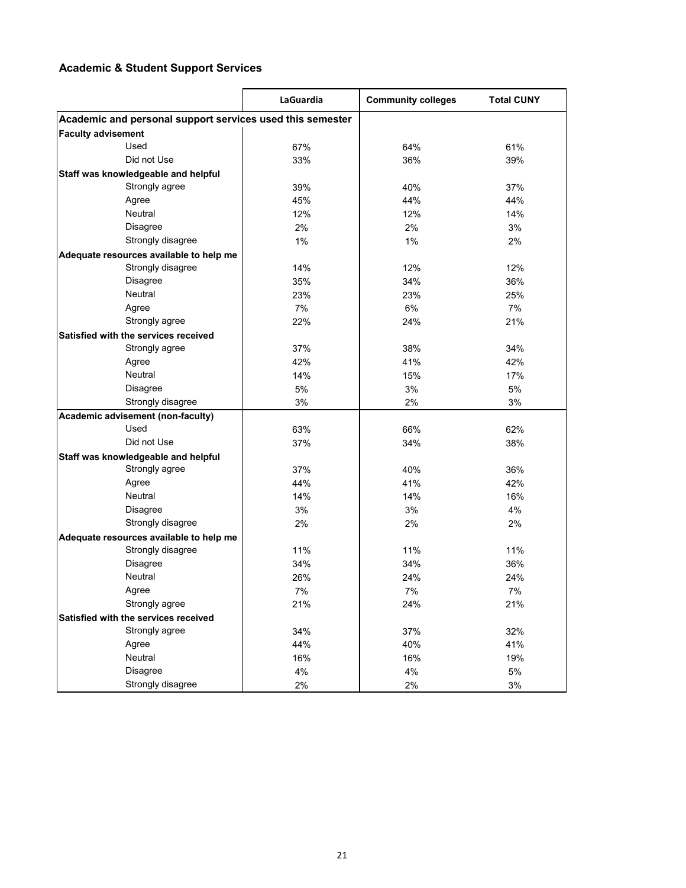## Academic & Student Support Services

| | LaGuardia | Community colleges | Total CUNY |
|---|---|---|---|
| **Academic and personal support services used this semester** | | | |
| **Faculty advisement** | | | |
| Used | 67% | 64% | 61% |
| Did not Use | 33% | 36% | 39% |
| **Staff was knowledgeable and helpful** | | | |
| Strongly agree | 39% | 40% | 37% |
| Agree | 45% | 44% | 44% |
| Neutral | 12% | 12% | 14% |
| Disagree | 2% | 2% | 3% |
| Strongly disagree | 1% | 1% | 2% |
| **Adequate resources available to help me** | | | |
| Strongly disagree | 14% | 12% | 12% |
| Disagree | 35% | 34% | 36% |
| Neutral | 23% | 23% | 25% |
| Agree | 7% | 6% | 7% |
| Strongly agree | 22% | 24% | 21% |
| **Satisfied with the services received** | | | |
| Strongly agree | 37% | 38% | 34% |
| Agree | 42% | 41% | 42% |
| Neutral | 14% | 15% | 17% |
| Disagree | 5% | 3% | 5% |
| Strongly disagree | 3% | 2% | 3% |
| **Academic advisement (non-faculty)** | | | |
| Used | 63% | 66% | 62% |
| Did not Use | 37% | 34% | 38% |
| **Staff was knowledgeable and helpful** | | | |
| Strongly agree | 37% | 40% | 36% |
| Agree | 44% | 41% | 42% |
| Neutral | 14% | 14% | 16% |
| Disagree | 3% | 3% | 4% |
| Strongly disagree | 2% | 2% | 2% |
| **Adequate resources available to help me** | | | |
| Strongly disagree | 11% | 11% | 11% |
| Disagree | 34% | 34% | 36% |
| Neutral | 26% | 24% | 24% |
| Agree | 7% | 7% | 7% |
| Strongly agree | 21% | 24% | 21% |
| **Satisfied with the services received** | | | |
| Strongly agree | 34% | 37% | 32% |
| Agree | 44% | 40% | 41% |
| Neutral | 16% | 16% | 19% |
| Disagree | 4% | 4% | 5% |
| Strongly disagree | 2% | 2% | 3% |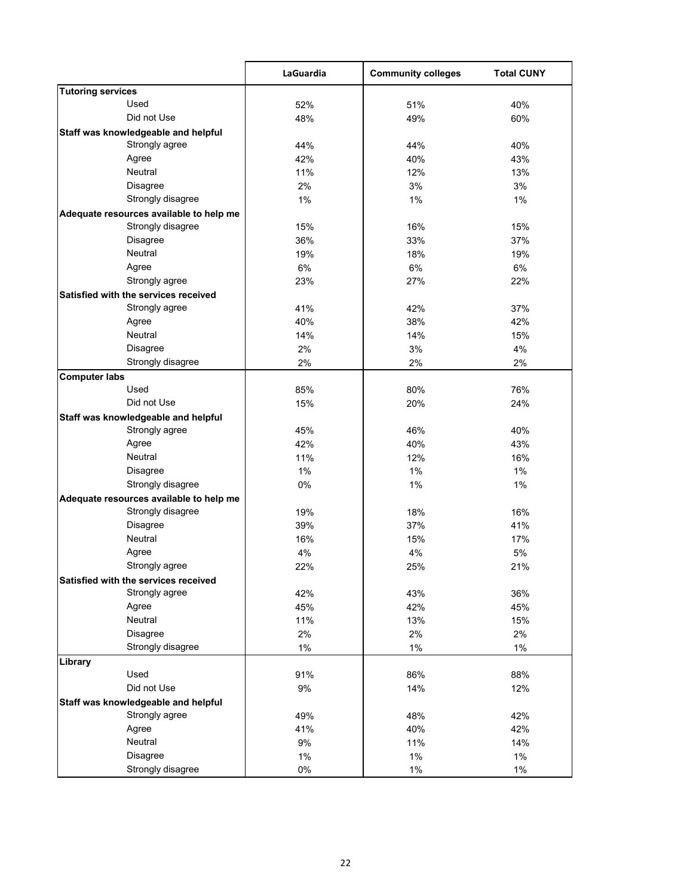| | LaGuardia | Community colleges | Total CUNY |
|---|---|---|---|
| **Tutoring services** | | | |
| Used | 52% | 51% | 40% |
| Did not Use | 48% | 49% | 60% |
| **Staff was knowledgeable and helpful** | | | |
| Strongly agree | 44% | 44% | 40% |
| Agree | 42% | 40% | 43% |
| Neutral | 11% | 12% | 13% |
| Disagree | 2% | 3% | 3% |
| Strongly disagree | 1% | 1% | 1% |
| **Adequate resources available to help me** | | | |
| Strongly disagree | 15% | 16% | 15% |
| Disagree | 36% | 33% | 37% |
| Neutral | 19% | 18% | 19% |
| Agree | 6% | 6% | 6% |
| Strongly agree | 23% | 27% | 22% |
| **Satisfied with the services received** | | | |
| Strongly agree | 41% | 42% | 37% |
| Agree | 40% | 38% | 42% |
| Neutral | 14% | 14% | 15% |
| Disagree | 2% | 3% | 4% |
| Strongly disagree | 2% | 2% | 2% |
| **Computer labs** | | | |
| Used | 85% | 80% | 76% |
| Did not Use | 15% | 20% | 24% |
| **Staff was knowledgeable and helpful** | | | |
| Strongly agree | 45% | 46% | 40% |
| Agree | 42% | 40% | 43% |
| Neutral | 11% | 12% | 16% |
| Disagree | 1% | 1% | 1% |
| Strongly disagree | 0% | 1% | 1% |
| **Adequate resources available to help me** | | | |
| Strongly disagree | 19% | 18% | 16% |
| Disagree | 39% | 37% | 41% |
| Neutral | 16% | 15% | 17% |
| Agree | 4% | 4% | 5% |
| Strongly agree | 22% | 25% | 21% |
| **Satisfied with the services received** | | | |
| Strongly agree | 42% | 43% | 36% |
| Agree | 45% | 42% | 45% |
| Neutral | 11% | 13% | 15% |
| Disagree | 2% | 2% | 2% |
| Strongly disagree | 1% | 1% | 1% |
| **Library** | | | |
| Used | 91% | 86% | 88% |
| Did not Use | 9% | 14% | 12% |
| **Staff was knowledgeable and helpful** | | | |
| Strongly agree | 49% | 48% | 42% |
| Agree | 41% | 40% | 42% |
| Neutral | 9% | 11% | 14% |
| Disagree | 1% | 1% | 1% |
| Strongly disagree | 0% | 1% | 1% |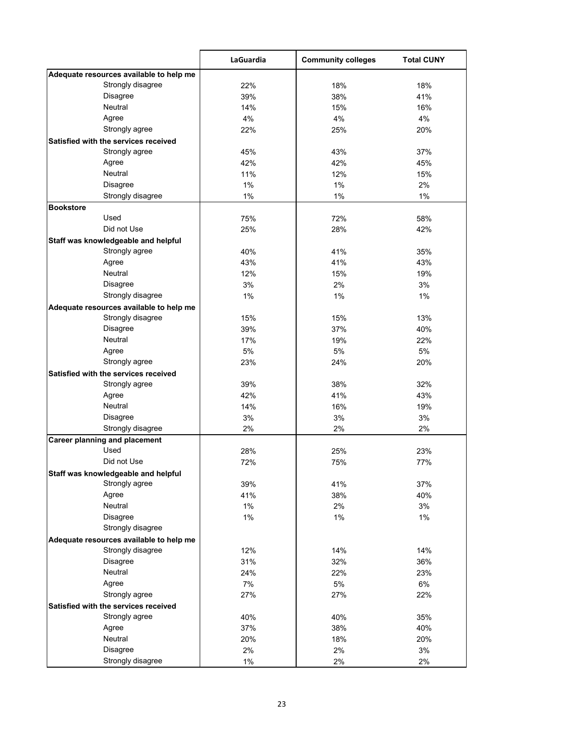| | LaGuardia | Community colleges | Total CUNY |
|---|---|---|---|
| **Adequate resources available to help me** | | | |
| Strongly disagree | 22% | 18% | 18% |
| Disagree | 39% | 38% | 41% |
| Neutral | 14% | 15% | 16% |
| Agree | 4% | 4% | 4% |
| Strongly agree | 22% | 25% | 20% |
| **Satisfied with the services received** | | | |
| Strongly agree | 45% | 43% | 37% |
| Agree | 42% | 42% | 45% |
| Neutral | 11% | 12% | 15% |
| Disagree | 1% | 1% | 2% |
| Strongly disagree | 1% | 1% | 1% |
| **Bookstore** | | | |
| Used | 75% | 72% | 58% |
| Did not Use | 25% | 28% | 42% |
| **Staff was knowledgeable and helpful** | | | |
| Strongly agree | 40% | 41% | 35% |
| Agree | 43% | 41% | 43% |
| Neutral | 12% | 15% | 19% |
| Disagree | 3% | 2% | 3% |
| Strongly disagree | 1% | 1% | 1% |
| **Adequate resources available to help me** | | | |
| Strongly disagree | 15% | 15% | 13% |
| Disagree | 39% | 37% | 40% |
| Neutral | 17% | 19% | 22% |
| Agree | 5% | 5% | 5% |
| Strongly agree | 23% | 24% | 20% |
| **Satisfied with the services received** | | | |
| Strongly agree | 39% | 38% | 32% |
| Agree | 42% | 41% | 43% |
| Neutral | 14% | 16% | 19% |
| Disagree | 3% | 3% | 3% |
| Strongly disagree | 2% | 2% | 2% |
| **Career planning and placement** | | | |
| Used | 28% | 25% | 23% |
| Did not Use | 72% | 75% | 77% |
| **Staff was knowledgeable and helpful** | | | |
| Strongly agree | 39% | 41% | 37% |
| Agree | 41% | 38% | 40% |
| Neutral | 1% | 2% | 3% |
| Disagree | 1% | 1% | 1% |
| Strongly disagree | | | |
| **Adequate resources available to help me** | | | |
| Strongly disagree | 12% | 14% | 14% |
| Disagree | 31% | 32% | 36% |
| Neutral | 24% | 22% | 23% |
| Agree | 7% | 5% | 6% |
| Strongly agree | 27% | 27% | 22% |
| **Satisfied with the services received** | | | |
| Strongly agree | 40% | 40% | 35% |
| Agree | 37% | 38% | 40% |
| Neutral | 20% | 18% | 20% |
| Disagree | 2% | 2% | 3% |
| Strongly disagree | 1% | 2% | 2% |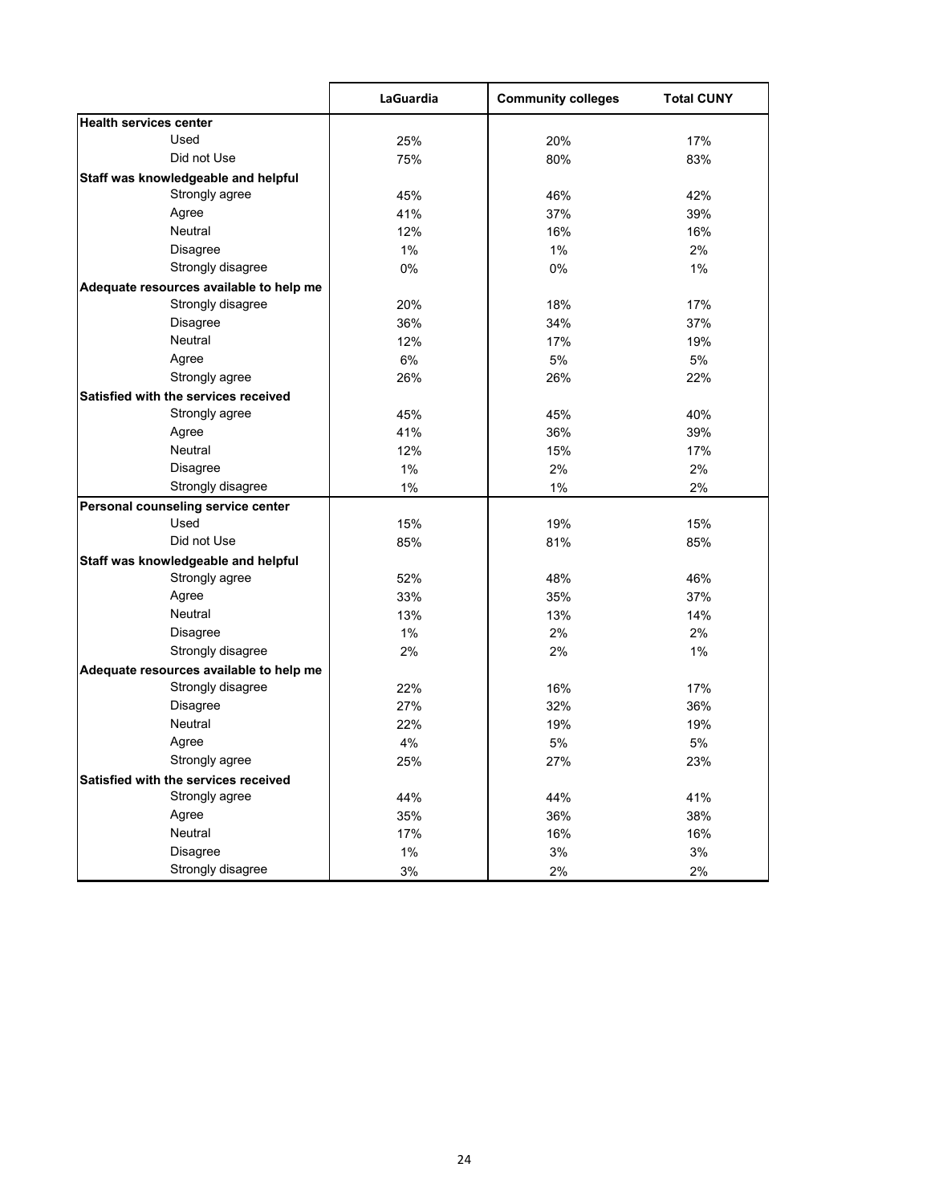| | LaGuardia | Community colleges | Total CUNY |
|---|---|---|---|
| **Health services center** | | | |
| Used | 25% | 20% | 17% |
| Did not Use | 75% | 80% | 83% |
| **Staff was knowledgeable and helpful** | | | |
| Strongly agree | 45% | 46% | 42% |
| Agree | 41% | 37% | 39% |
| Neutral | 12% | 16% | 16% |
| Disagree | 1% | 1% | 2% |
| Strongly disagree | 0% | 0% | 1% |
| **Adequate resources available to help me** | | | |
| Strongly disagree | 20% | 18% | 17% |
| Disagree | 36% | 34% | 37% |
| Neutral | 12% | 17% | 19% |
| Agree | 6% | 5% | 5% |
| Strongly agree | 26% | 26% | 22% |
| **Satisfied with the services received** | | | |
| Strongly agree | 45% | 45% | 40% |
| Agree | 41% | 36% | 39% |
| Neutral | 12% | 15% | 17% |
| Disagree | 1% | 2% | 2% |
| Strongly disagree | 1% | 1% | 2% |
| **Personal counseling service center** | | | |
| Used | 15% | 19% | 15% |
| Did not Use | 85% | 81% | 85% |
| **Staff was knowledgeable and helpful** | | | |
| Strongly agree | 52% | 48% | 46% |
| Agree | 33% | 35% | 37% |
| Neutral | 13% | 13% | 14% |
| Disagree | 1% | 2% | 2% |
| Strongly disagree | 2% | 2% | 1% |
| **Adequate resources available to help me** | | | |
| Strongly disagree | 22% | 16% | 17% |
| Disagree | 27% | 32% | 36% |
| Neutral | 22% | 19% | 19% |
| Agree | 4% | 5% | 5% |
| Strongly agree | 25% | 27% | 23% |
| **Satisfied with the services received** | | | |
| Strongly agree | 44% | 44% | 41% |
| Agree | 35% | 36% | 38% |
| Neutral | 17% | 16% | 16% |
| Disagree | 1% | 3% | 3% |
| Strongly disagree | 3% | 2% | 2% |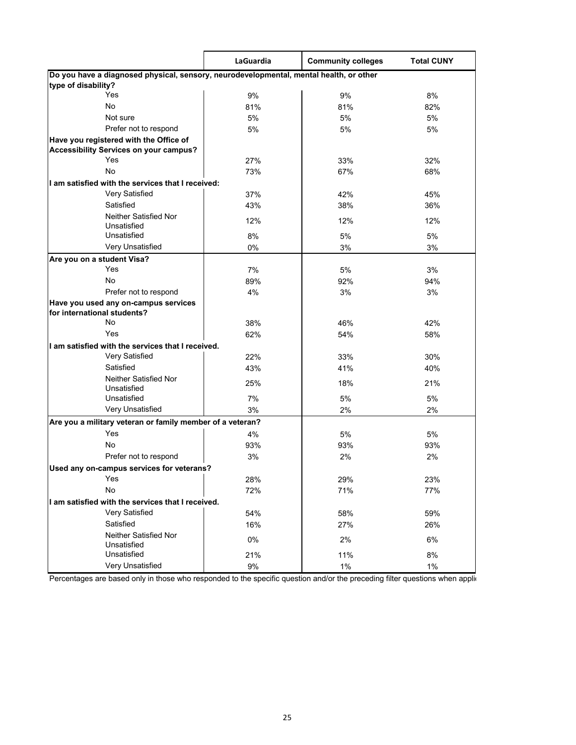| | LaGuardia | Community colleges | Total CUNY |
|---|---|---|---|
| **Do you have a diagnosed physical, sensory, neurodevelopmental, mental health, or other type of disability?** | | | |
| Yes | 9% | 9% | 8% |
| No | 81% | 81% | 82% |
| Not sure | 5% | 5% | 5% |
| Prefer not to respond | 5% | 5% | 5% |
| **Have you registered with the Office of Accessibility Services on your campus?** | | | |
| Yes | 27% | 33% | 32% |
| No | 73% | 67% | 68% |
| **I am satisfied with the services that I received:** | | | |
| Very Satisfied | 37% | 42% | 45% |
| Satisfied | 43% | 38% | 36% |
| Neither Satisfied Nor Unsatisfied | 12% | 12% | 12% |
| Unsatisfied | 8% | 5% | 5% |
| Very Unsatisfied | 0% | 3% | 3% |
| **Are you on a student Visa?** | | | |
| Yes | 7% | 5% | 3% |
| No | 89% | 92% | 94% |
| Prefer not to respond | 4% | 3% | 3% |
| **Have you used any on-campus services for international students?** | | | |
| No | 38% | 46% | 42% |
| Yes | 62% | 54% | 58% |
| **I am satisfied with the services that I received.** | | | |
| Very Satisfied | 22% | 33% | 30% |
| Satisfied | 43% | 41% | 40% |
| Neither Satisfied Nor Unsatisfied | 25% | 18% | 21% |
| Unsatisfied | 7% | 5% | 5% |
| Very Unsatisfied | 3% | 2% | 2% |
| **Are you a military veteran or family member of a veteran?** | | | |
| Yes | 4% | 5% | 5% |
| No | 93% | 93% | 93% |
| Prefer not to respond | 3% | 2% | 2% |
| **Used any on-campus services for veterans?** | | | |
| Yes | 28% | 29% | 23% |
| No | 72% | 71% | 77% |
| **I am satisfied with the services that I received.** | | | |
| Very Satisfied | 54% | 58% | 59% |
| Satisfied | 16% | 27% | 26% |
| Neither Satisfied Nor Unsatisfied | 0% | 2% | 6% |
| Unsatisfied | 21% | 11% | 8% |
| Very Unsatisfied | 9% | 1% | 1% |

Percentages are based only in those who responded to the specific question and/or the preceding filter questions when appli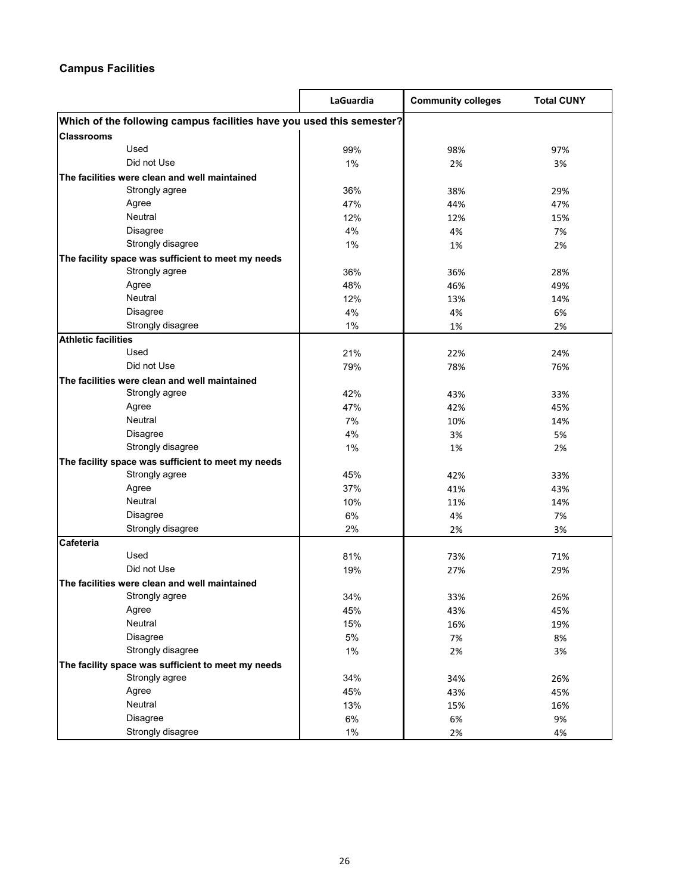### Campus Facilities

| | LaGuardia | Community colleges | Total CUNY |
|---|---|---|---|
| **Which of the following campus facilities have you used this semester?** | | | |
| **Classrooms** | | | |
| Used | 99% | 98% | 97% |
| Did not Use | 1% | 2% | 3% |
| **The facilities were clean and well maintained** | | | |
| Strongly agree | 36% | 38% | 29% |
| Agree | 47% | 44% | 47% |
| Neutral | 12% | 12% | 15% |
| Disagree | 4% | 4% | 7% |
| Strongly disagree | 1% | 1% | 2% |
| **The facility space was sufficient to meet my needs** | | | |
| Strongly agree | 36% | 36% | 28% |
| Agree | 48% | 46% | 49% |
| Neutral | 12% | 13% | 14% |
| Disagree | 4% | 4% | 6% |
| Strongly disagree | 1% | 1% | 2% |
| **Athletic facilities** | | | |
| Used | 21% | 22% | 24% |
| Did not Use | 79% | 78% | 76% |
| **The facilities were clean and well maintained** | | | |
| Strongly agree | 42% | 43% | 33% |
| Agree | 47% | 42% | 45% |
| Neutral | 7% | 10% | 14% |
| Disagree | 4% | 3% | 5% |
| Strongly disagree | 1% | 1% | 2% |
| **The facility space was sufficient to meet my needs** | | | |
| Strongly agree | 45% | 42% | 33% |
| Agree | 37% | 41% | 43% |
| Neutral | 10% | 11% | 14% |
| Disagree | 6% | 4% | 7% |
| Strongly disagree | 2% | 2% | 3% |
| **Cafeteria** | | | |
| Used | 81% | 73% | 71% |
| Did not Use | 19% | 27% | 29% |
| **The facilities were clean and well maintained** | | | |
| Strongly agree | 34% | 33% | 26% |
| Agree | 45% | 43% | 45% |
| Neutral | 15% | 16% | 19% |
| Disagree | 5% | 7% | 8% |
| Strongly disagree | 1% | 2% | 3% |
| **The facility space was sufficient to meet my needs** | | | |
| Strongly agree | 34% | 34% | 26% |
| Agree | 45% | 43% | 45% |
| Neutral | 13% | 15% | 16% |
| Disagree | 6% | 6% | 9% |
| Strongly disagree | 1% | 2% | 4% |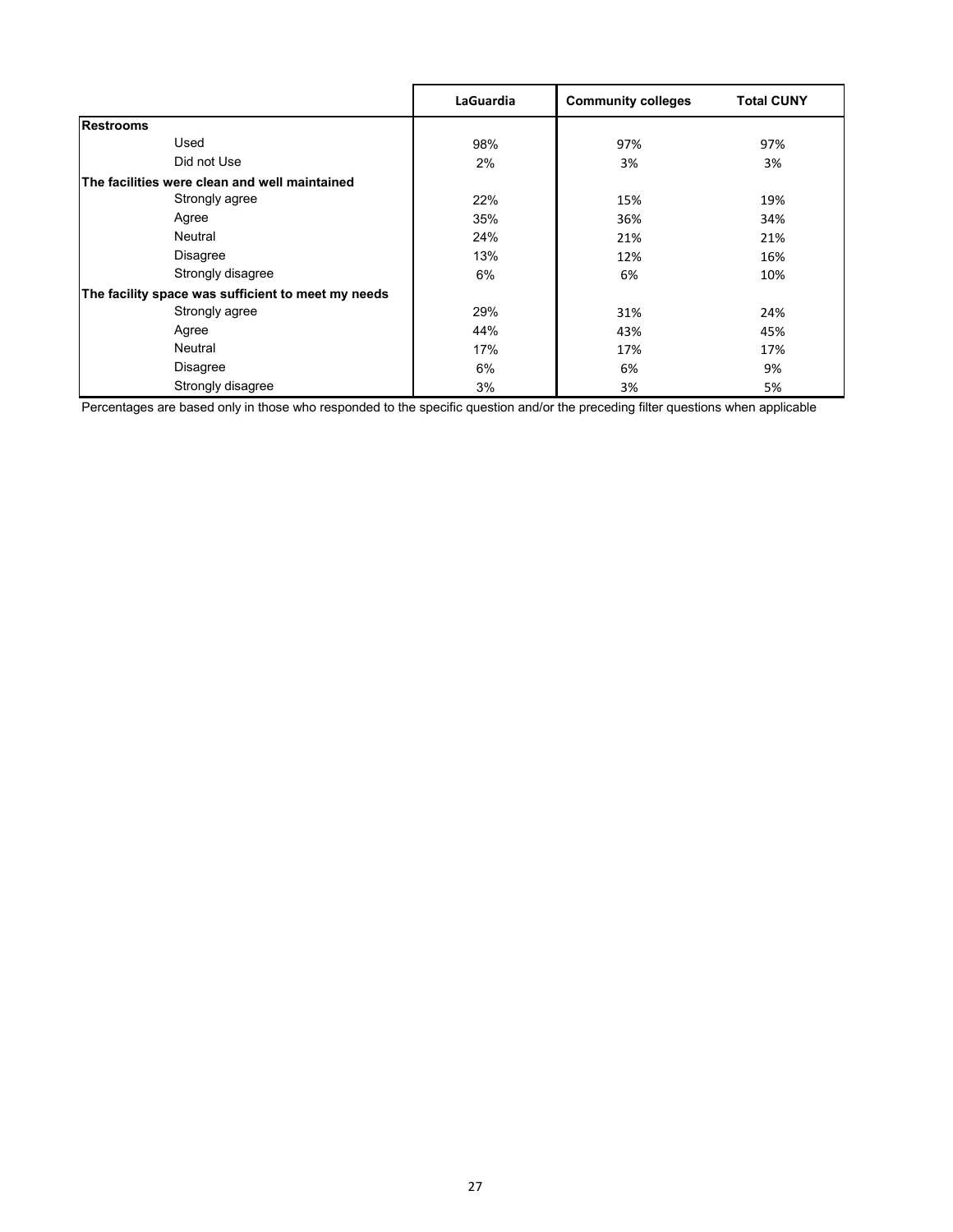| | LaGuardia | Community colleges | Total CUNY |
|---|---|---|---|
| **Restrooms** | | | |
| Used | 98% | 97% | 97% |
| Did not Use | 2% | 3% | 3% |
| **The facilities were clean and well maintained** | | | |
| Strongly agree | 22% | 15% | 19% |
| Agree | 35% | 36% | 34% |
| Neutral | 24% | 21% | 21% |
| Disagree | 13% | 12% | 16% |
| Strongly disagree | 6% | 6% | 10% |
| **The facility space was sufficient to meet my needs** | | | |
| Strongly agree | 29% | 31% | 24% |
| Agree | 44% | 43% | 45% |
| Neutral | 17% | 17% | 17% |
| Disagree | 6% | 6% | 9% |
| Strongly disagree | 3% | 3% | 5% |

Percentages are based only in those who responded to the specific question and/or the preceding filter questions when applicable